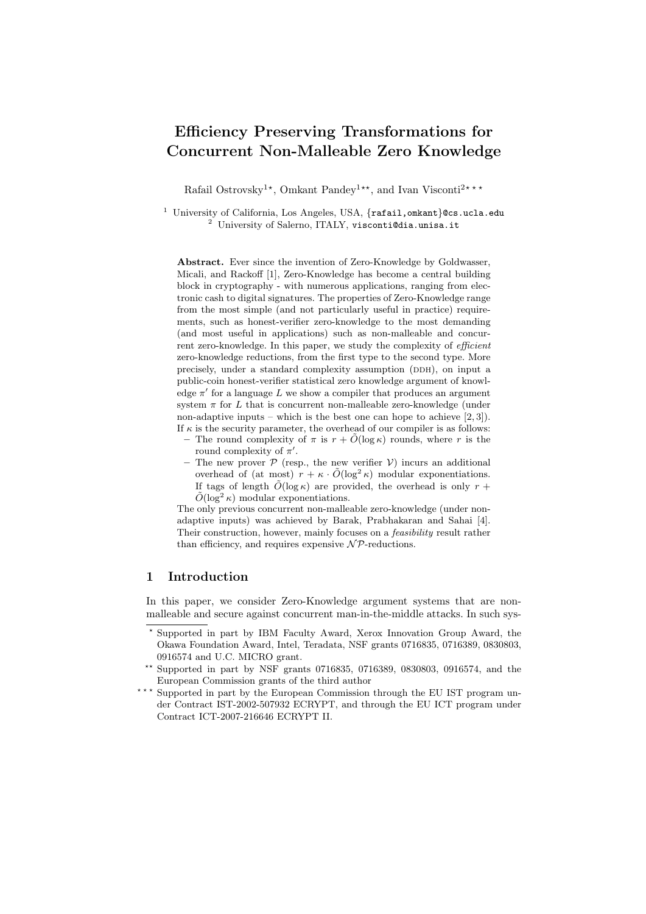# Efficiency Preserving Transformations for Concurrent Non-Malleable Zero Knowledge

Rafail Ostrovsky[1⋆], Omkant Pandey[1⋆⋆], and Ivan Visconti[2⋆⋆⋆]

[1] University of California, Los Angeles, USA, {rafail,omkant}@cs.ucla.edu
[2] University of Salerno, ITALY, visconti@dia.unisa.it

**Abstract.** Ever since the invention of Zero-Knowledge by Goldwasser, Micali, and Rackoff [1], Zero-Knowledge has become a central building block in cryptography - with numerous applications, ranging from electronic cash to digital signatures. The properties of Zero-Knowledge range from the most simple (and not particularly useful in practice) requirements, such as honest-verifier zero-knowledge to the most demanding (and most useful in applications) such as non-malleable and concurrent zero-knowledge. In this paper, we study the complexity of *efficient* zero-knowledge reductions, from the first type to the second type. More precisely, under a standard complexity assumption (DDH), on input a public-coin honest-verifier statistical zero knowledge argument of knowledge $\pi'$ for a language $L$ we show a compiler that produces an argument system $\pi$ for $L$ that is concurrent non-malleable zero-knowledge (under non-adaptive inputs – which is the best one can hope to achieve [2, 3]). If $\kappa$ is the security parameter, the overhead of our compiler is as follows:

- The round complexity of $\pi$ is $r + \tilde{O}(\log \kappa)$ rounds, where $r$ is the round complexity of $\pi'$.
- The new prover $\mathcal{P}$ (resp., the new verifier $\mathcal{V}$) incurs an additional overhead of (at most) $r + \kappa \cdot \tilde{O}(\log^2 \kappa)$ modular exponentiations. If tags of length $\tilde{O}(\log \kappa)$ are provided, the overhead is only $r + \tilde{O}(\log^2 \kappa)$ modular exponentiations.

The only previous concurrent non-malleable zero-knowledge (under non-adaptive inputs) was achieved by Barak, Prabhakaran and Sahai [4]. Their construction, however, mainly focuses on a *feasibility* result rather than efficiency, and requires expensive $\mathcal{NP}$-reductions.

## 1 Introduction

In this paper, we consider Zero-Knowledge argument systems that are non-malleable and secure against concurrent man-in-the-middle attacks. In such sys-

---

⋆ Supported in part by IBM Faculty Award, Xerox Innovation Group Award, the Okawa Foundation Award, Intel, Teradata, NSF grants 0716835, 0716389, 0830803, 0916574 and U.C. MICRO grant.

⋆⋆ Supported in part by NSF grants 0716835, 0716389, 0830803, 0916574, and the European Commission grants of the third author

⋆⋆⋆ Supported in part by the European Commission through the EU IST program under Contract IST-2002-507932 ECRYPT, and through the EU ICT program under Contract ICT-2007-216646 ECRYPT II.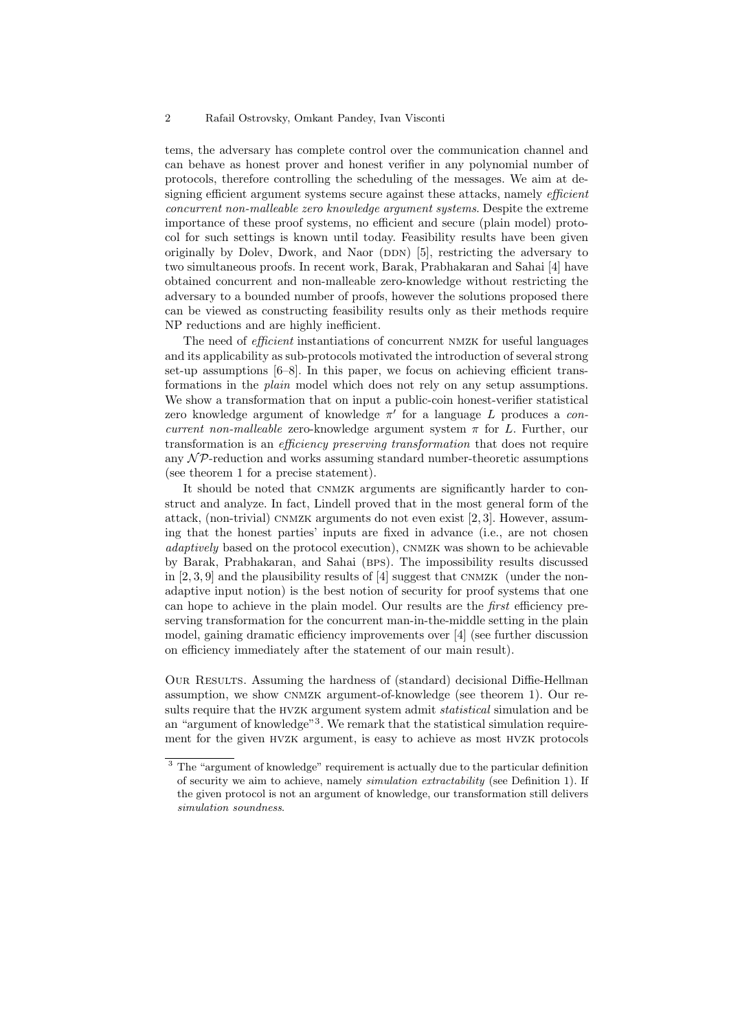tems, the adversary has complete control over the communication channel and can behave as honest prover and honest verifier in any polynomial number of protocols, therefore controlling the scheduling of the messages. We aim at designing efficient argument systems secure against these attacks, namely *efficient concurrent non-malleable zero knowledge argument systems*. Despite the extreme importance of these proof systems, no efficient and secure (plain model) protocol for such settings is known until today. Feasibility results have been given originally by Dolev, Dwork, and Naor (DDN) [5], restricting the adversary to two simultaneous proofs. In recent work, Barak, Prabhakaran and Sahai [4] have obtained concurrent and non-malleable zero-knowledge without restricting the adversary to a bounded number of proofs, however the solutions proposed there can be viewed as constructing feasibility results only as their methods require NP reductions and are highly inefficient.

The need of *efficient* instantiations of concurrent NMZK for useful languages and its applicability as sub-protocols motivated the introduction of several strong set-up assumptions [6–8]. In this paper, we focus on achieving efficient transformations in the *plain* model which does not rely on any setup assumptions. We show a transformation that on input a public-coin honest-verifier statistical zero knowledge argument of knowledge $\pi'$ for a language $L$ produces a *concurrent non-malleable* zero-knowledge argument system $\pi$ for $L$. Further, our transformation is an *efficiency preserving transformation* that does not require any $\mathcal{NP}$-reduction and works assuming standard number-theoretic assumptions (see theorem 1 for a precise statement).

It should be noted that CNMZK arguments are significantly harder to construct and analyze. In fact, Lindell proved that in the most general form of the attack, (non-trivial) CNMZK arguments do not even exist [2, 3]. However, assuming that the honest parties' inputs are fixed in advance (i.e., are not chosen *adaptively* based on the protocol execution), CNMZK was shown to be achievable by Barak, Prabhakaran, and Sahai (BPS). The impossibility results discussed in [2, 3, 9] and the plausibility results of [4] suggest that CNMZK (under the non-adaptive input notion) is the best notion of security for proof systems that one can hope to achieve in the plain model. Our results are the *first* efficiency preserving transformation for the concurrent man-in-the-middle setting in the plain model, gaining dramatic efficiency improvements over [4] (see further discussion on efficiency immediately after the statement of our main result).

Our Results. Assuming the hardness of (standard) decisional Diffie-Hellman assumption, we show CNMZK argument-of-knowledge (see theorem 1). Our results require that the HVZK argument system admit *statistical* simulation and be an "argument of knowledge"[3]. We remark that the statistical simulation requirement for the given HVZK argument, is easy to achieve as most HVZK protocols

[3] The "argument of knowledge" requirement is actually due to the particular definition of security we aim to achieve, namely *simulation extractability* (see Definition 1). If the given protocol is not an argument of knowledge, our transformation still delivers *simulation soundness*.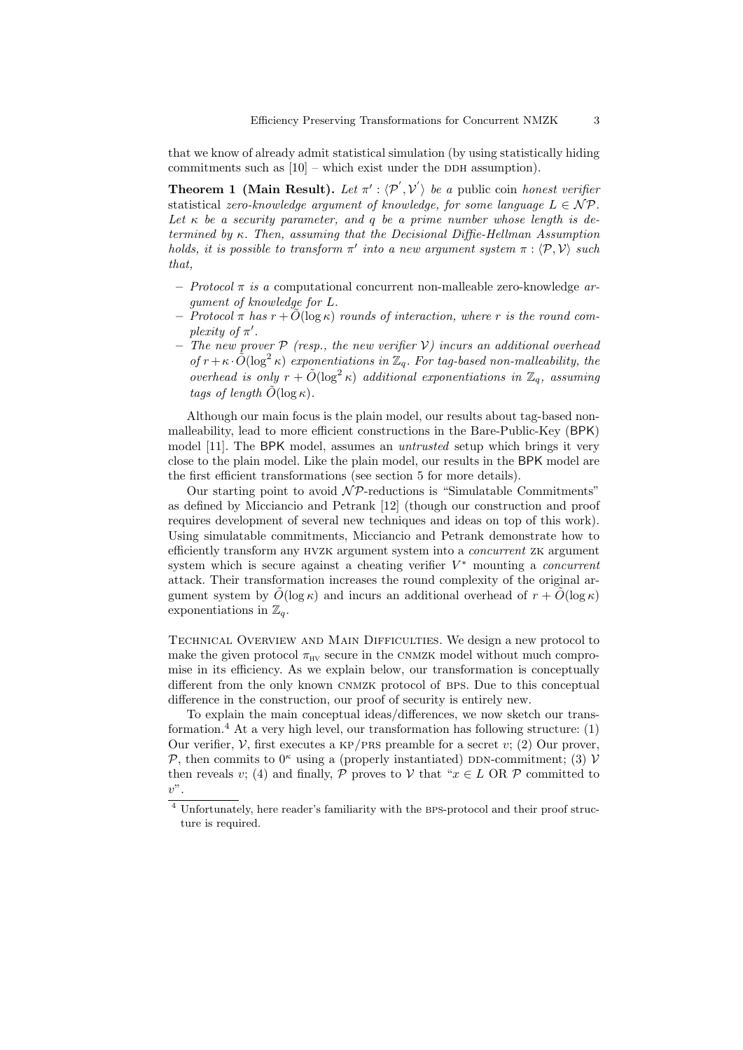that we know of already admit statistical simulation (by using statistically hiding commitments such as [10] – which exist under the DDH assumption).

**Theorem 1 (Main Result).** *Let $\pi' : \langle \mathcal{P}', \mathcal{V}' \rangle$ be a* public coin *honest verifier* statistical *zero-knowledge argument of knowledge, for some language $L \in \mathcal{NP}$. Let $\kappa$ be a security parameter, and $q$ be a prime number whose length is determined by $\kappa$. Then, assuming that the Decisional Diffie-Hellman Assumption holds, it is possible to transform $\pi'$ into a new argument system $\pi : \langle \mathcal{P}, \mathcal{V} \rangle$ such that,*

- *Protocol $\pi$ is a* computational concurrent non-malleable zero-knowledge *argument of knowledge for $L$.*
- *Protocol $\pi$ has $r + \tilde{O}(\log \kappa)$ rounds of interaction, where $r$ is the round complexity of $\pi'$.*
- *The new prover $\mathcal{P}$ (resp., the new verifier $\mathcal{V}$) incurs an additional overhead of $r + \kappa \cdot \tilde{O}(\log^2 \kappa)$ exponentiations in $\mathbb{Z}_q$. For tag-based non-malleability, the overhead is only $r + \tilde{O}(\log^2 \kappa)$ additional exponentiations in $\mathbb{Z}_q$, assuming tags of length $\tilde{O}(\log \kappa)$.*

Although our main focus is the plain model, our results about tag-based non-malleability, lead to more efficient constructions in the Bare-Public-Key (BPK) model [11]. The BPK model, assumes an *untrusted* setup which brings it very close to the plain model. Like the plain model, our results in the BPK model are the first efficient transformations (see section 5 for more details).

Our starting point to avoid $\mathcal{NP}$-reductions is "Simulatable Commitments" as defined by Micciancio and Petrank [12] (though our construction and proof requires development of several new techniques and ideas on top of this work). Using simulatable commitments, Micciancio and Petrank demonstrate how to efficiently transform any HVZK argument system into a *concurrent* ZK argument system which is secure against a cheating verifier $V^*$ mounting a *concurrent* attack. Their transformation increases the round complexity of the original argument system by $\tilde{O}(\log \kappa)$ and incurs an additional overhead of $r + \tilde{O}(\log \kappa)$ exponentiations in $\mathbb{Z}_q$.

Technical Overview and Main Difficulties. We design a new protocol to make the given protocol $\pi_{\text{HV}}$ secure in the CNMZK model without much compromise in its efficiency. As we explain below, our transformation is conceptually different from the only known CNMZK protocol of BPS. Due to this conceptual difference in the construction, our proof of security is entirely new.

To explain the main conceptual ideas/differences, we now sketch our transformation.[4] At a very high level, our transformation has following structure: (1) Our verifier, $\mathcal{V}$, first executes a KP/PRS preamble for a secret $v$; (2) Our prover, $\mathcal{P}$, then commits to $0^\kappa$ using a (properly instantiated) DDN-commitment; (3) $\mathcal{V}$ then reveals $v$; (4) and finally, $\mathcal{P}$ proves to $\mathcal{V}$ that "$x \in L$ OR $\mathcal{P}$ committed to $v$".

[4] Unfortunately, here reader's familiarity with the BPS-protocol and their proof structure is required.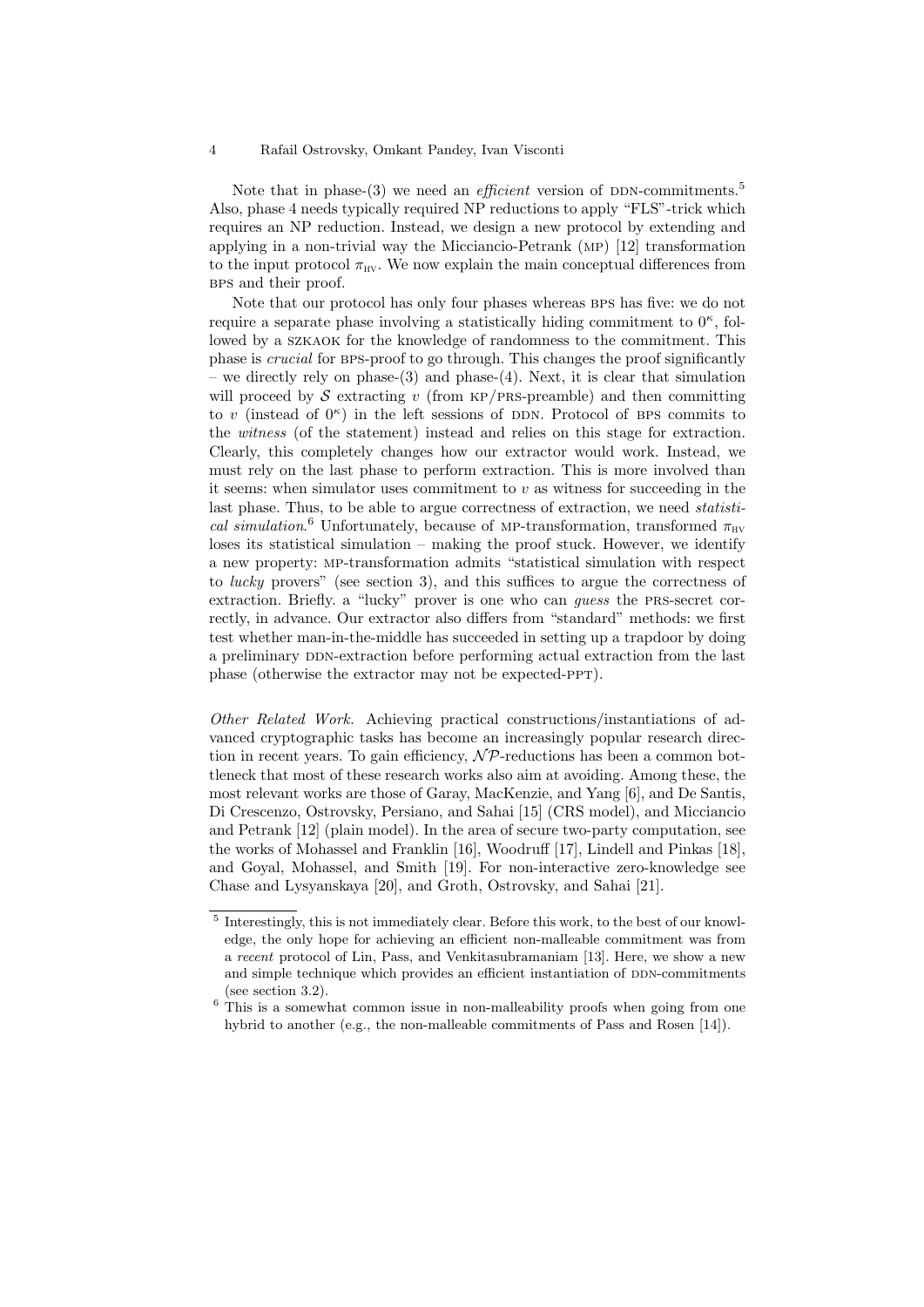Note that in phase-(3) we need an *efficient* version of DDN-commitments.[5] Also, phase 4 needs typically required NP reductions to apply "FLS"-trick which requires an NP reduction. Instead, we design a new protocol by extending and applying in a non-trivial way the Micciancio-Petrank (MP) [12] transformation to the input protocol $\pi_{\text{HV}}$. We now explain the main conceptual differences from BPS and their proof.

Note that our protocol has only four phases whereas BPS has five: we do not require a separate phase involving a statistically hiding commitment to $0^\kappa$, followed by a SZKAOK for the knowledge of randomness to the commitment. This phase is *crucial* for BPS-proof to go through. This changes the proof significantly – we directly rely on phase-(3) and phase-(4). Next, it is clear that simulation will proceed by $\mathcal{S}$ extracting $v$ (from KP/PRS-preamble) and then committing to $v$ (instead of $0^\kappa$) in the left sessions of DDN. Protocol of BPS commits to the *witness* (of the statement) instead and relies on this stage for extraction. Clearly, this completely changes how our extractor would work. Instead, we must rely on the last phase to perform extraction. This is more involved than it seems: when simulator uses commitment to $v$ as witness for succeeding in the last phase. Thus, to be able to argue correctness of extraction, we need *statistical simulation*.[6] Unfortunately, because of MP-transformation, transformed $\pi_{\text{HV}}$ loses its statistical simulation – making the proof stuck. However, we identify a new property: MP-transformation admits "statistical simulation with respect to *lucky* provers" (see section 3), and this suffices to argue the correctness of extraction. Briefly. a "lucky" prover is one who can *guess* the PRS-secret correctly, in advance. Our extractor also differs from "standard" methods: we first test whether man-in-the-middle has succeeded in setting up a trapdoor by doing a preliminary DDN-extraction before performing actual extraction from the last phase (otherwise the extractor may not be expected-PPT).

*Other Related Work.* Achieving practical constructions/instantiations of advanced cryptographic tasks has become an increasingly popular research direction in recent years. To gain efficiency, $\mathcal{NP}$-reductions has been a common bottleneck that most of these research works also aim at avoiding. Among these, the most relevant works are those of Garay, MacKenzie, and Yang [6], and De Santis, Di Crescenzo, Ostrovsky, Persiano, and Sahai [15] (CRS model), and Micciancio and Petrank [12] (plain model). In the area of secure two-party computation, see the works of Mohassel and Franklin [16], Woodruff [17], Lindell and Pinkas [18], and Goyal, Mohassel, and Smith [19]. For non-interactive zero-knowledge see Chase and Lysyanskaya [20], and Groth, Ostrovsky, and Sahai [21].

---

[5] Interestingly, this is not immediately clear. Before this work, to the best of our knowledge, the only hope for achieving an efficient non-malleable commitment was from a *recent* protocol of Lin, Pass, and Venkitasubramaniam [13]. Here, we show a new and simple technique which provides an efficient instantiation of DDN-commitments (see section 3.2).

[6] This is a somewhat common issue in non-malleability proofs when going from one hybrid to another (e.g., the non-malleable commitments of Pass and Rosen [14]).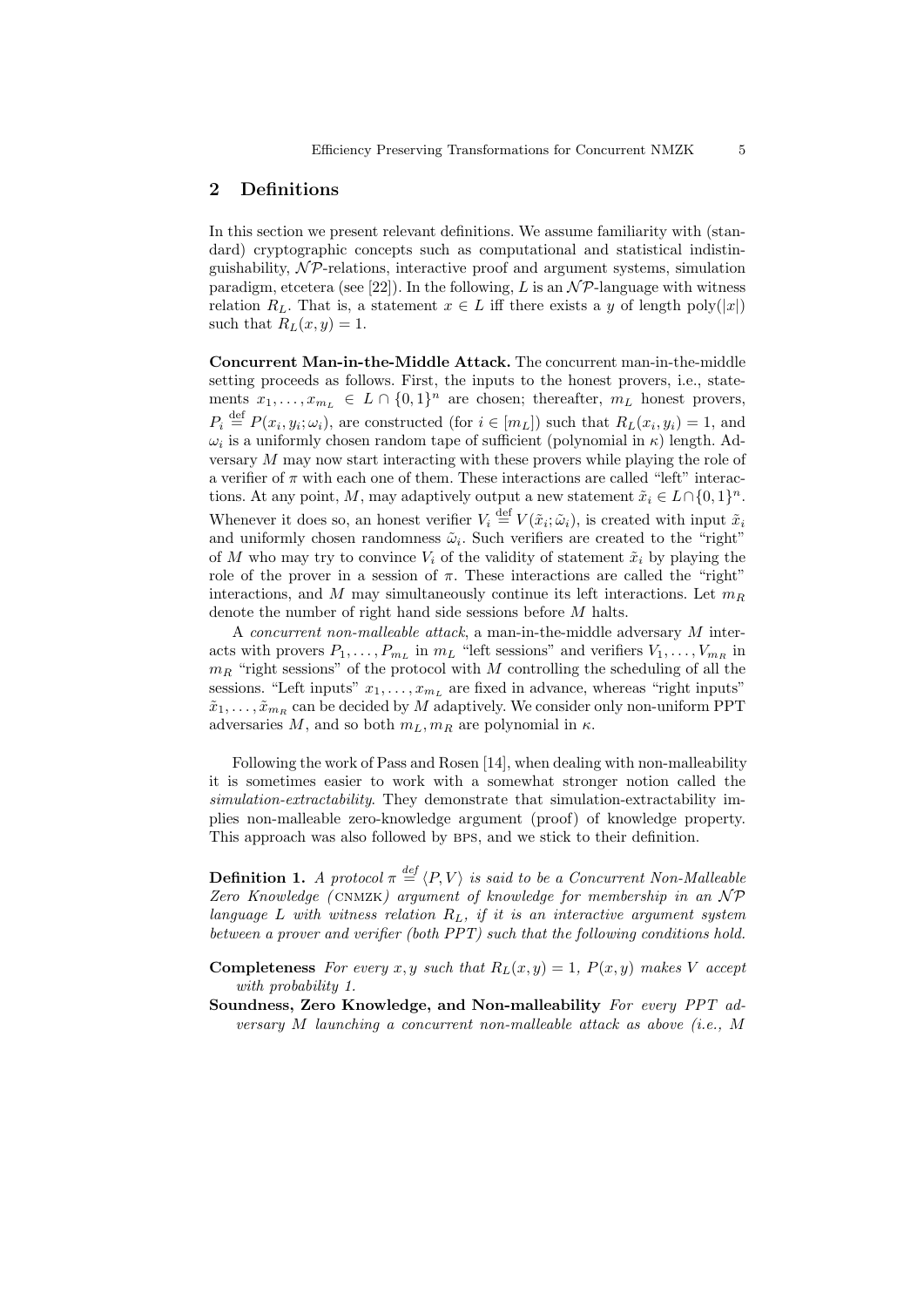## 2 Definitions

In this section we present relevant definitions. We assume familiarity with (standard) cryptographic concepts such as computational and statistical indistinguishability, $\mathcal{NP}$-relations, interactive proof and argument systems, simulation paradigm, etcetera (see [22]). In the following, $L$ is an $\mathcal{NP}$-language with witness relation $R_L$. That is, a statement $x \in L$ iff there exists a $y$ of length $\text{poly}(|x|)$ such that $R_L(x, y) = 1$.

**Concurrent Man-in-the-Middle Attack.** The concurrent man-in-the-middle setting proceeds as follows. First, the inputs to the honest provers, i.e., statements $x_1, \ldots, x_{m_L} \in L \cap \{0,1\}^n$ are chosen; thereafter, $m_L$ honest provers, $P_i \stackrel{\text{def}}{=} P(x_i, y_i; \omega_i)$, are constructed (for $i \in [m_L]$) such that $R_L(x_i, y_i) = 1$, and $\omega_i$ is a uniformly chosen random tape of sufficient (polynomial in $\kappa$) length. Adversary $M$ may now start interacting with these provers while playing the role of a verifier of $\pi$ with each one of them. These interactions are called "left" interactions. At any point, $M$, may adaptively output a new statement $\tilde{x}_i \in L \cap \{0,1\}^n$. Whenever it does so, an honest verifier $V_i \stackrel{\text{def}}{=} V(\tilde{x}_i; \tilde{\omega}_i)$, is created with input $\tilde{x}_i$ and uniformly chosen randomness $\tilde{\omega}_i$. Such verifiers are created to the "right" of $M$ who may try to convince $V_i$ of the validity of statement $\tilde{x}_i$ by playing the role of the prover in a session of $\pi$. These interactions are called the "right" interactions, and $M$ may simultaneously continue its left interactions. Let $m_R$ denote the number of right hand side sessions before $M$ halts.

A *concurrent non-malleable attack*, a man-in-the-middle adversary $M$ interacts with provers $P_1, \ldots, P_{m_L}$ in $m_L$ "left sessions" and verifiers $V_1, \ldots, V_{m_R}$ in $m_R$ "right sessions" of the protocol with $M$ controlling the scheduling of all the sessions. "Left inputs" $x_1, \ldots, x_{m_L}$ are fixed in advance, whereas "right inputs" $\tilde{x}_1, \ldots, \tilde{x}_{m_R}$ can be decided by $M$ adaptively. We consider only non-uniform PPT adversaries $M$, and so both $m_L, m_R$ are polynomial in $\kappa$.

Following the work of Pass and Rosen [14], when dealing with non-malleability it is sometimes easier to work with a somewhat stronger notion called the *simulation-extractability*. They demonstrate that simulation-extractability implies non-malleable zero-knowledge argument (proof) of knowledge property. This approach was also followed by BPS, and we stick to their definition.

**Definition 1.** *A protocol $\pi \stackrel{def}{=} \langle P, V \rangle$ is said to be a Concurrent Non-Malleable Zero Knowledge (*CNMZK*) argument of knowledge for membership in an $\mathcal{NP}$ language $L$ with witness relation $R_L$, if it is an interactive argument system between a prover and verifier (both PPT) such that the following conditions hold.*

**Completeness** *For every $x, y$ such that $R_L(x, y) = 1$, $P(x, y)$ makes $V$ accept with probability 1.*

**Soundness, Zero Knowledge, and Non-malleability** *For every PPT adversary $M$ launching a concurrent non-malleable attack as above (i.e., $M$*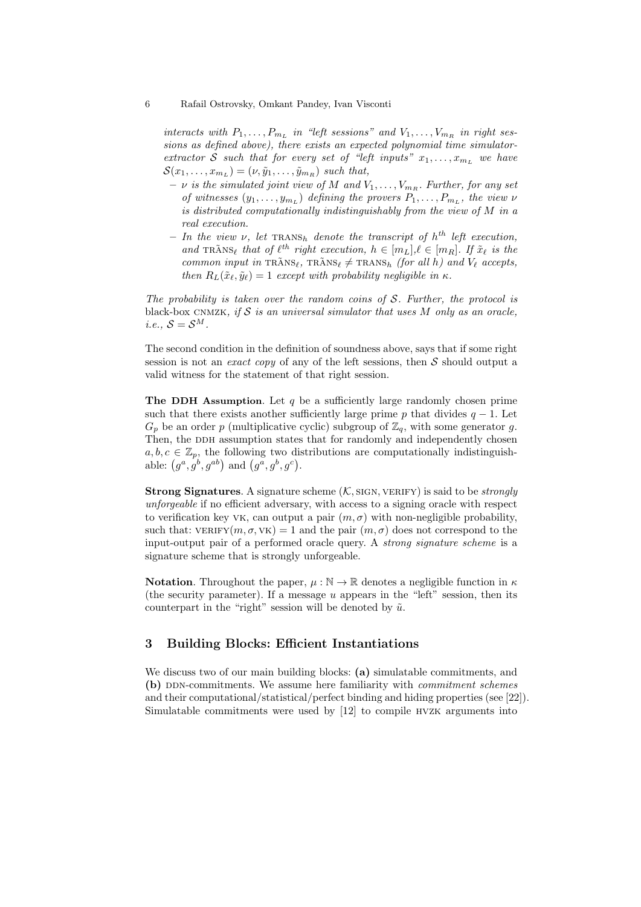*interacts with $P_1, \ldots, P_{m_L}$ in "left sessions" and $V_1, \ldots, V_{m_R}$ in right sessions as defined above), there exists an expected polynomial time simulator-extractor $\mathcal{S}$ such that for every set of "left inputs" $x_1, \ldots, x_{m_L}$ we have $\mathcal{S}(x_1, \ldots, x_{m_L}) = (\nu, \tilde{y}_1, \ldots, \tilde{y}_{m_R})$ such that,*

- *$\nu$ is the simulated joint view of $M$ and $V_1, \ldots, V_{m_R}$. Further, for any set of witnesses $(y_1, \ldots, y_{m_L})$ defining the provers $P_1, \ldots, P_{m_L}$, the view $\nu$ is distributed computationally indistinguishably from the view of $M$ in a real execution.*
- *In the view $\nu$, let $\text{TRANS}_h$ denote the transcript of $h^{th}$ left execution, and $\tilde{\text{TRANS}}_\ell$ that of $\ell^{th}$ right execution, $h \in [m_L], \ell \in [m_R]$. If $\tilde{x}_\ell$ is the common input in $\tilde{\text{TRANS}}_\ell$, $\tilde{\text{TRANS}}_\ell \neq \text{TRANS}_h$ (for all $h$) and $V_\ell$ accepts, then $R_L(\tilde{x}_\ell, \tilde{y}_\ell) = 1$ except with probability negligible in $\kappa$.*

*The probability is taken over the random coins of $\mathcal{S}$. Further, the protocol is* black-box CNMZK*, if $\mathcal{S}$ is an universal simulator that uses $M$ only as an oracle, i.e., $\mathcal{S} = \mathcal{S}^M$.*

The second condition in the definition of soundness above, says that if some right session is not an *exact copy* of any of the left sessions, then $\mathcal{S}$ should output a valid witness for the statement of that right session.

**The DDH Assumption**. Let $q$ be a sufficiently large randomly chosen prime such that there exists another sufficiently large prime $p$ that divides $q - 1$. Let $G_p$ be an order $p$ (multiplicative cyclic) subgroup of $\mathbb{Z}_q$, with some generator $g$. Then, the DDH assumption states that for randomly and independently chosen $a, b, c \in \mathbb{Z}_p$, the following two distributions are computationally indistinguishable: $\left(g^a, g^b, g^{ab}\right)$ and $\left(g^a, g^b, g^c\right)$.

**Strong Signatures**. A signature scheme $(\mathcal{K}, \text{SIGN}, \text{VERIFY})$ is said to be *strongly unforgeable* if no efficient adversary, with access to a signing oracle with respect to verification key VK, can output a pair $(m, \sigma)$ with non-negligible probability, such that: $\text{VERIFY}(m, \sigma, \text{VK}) = 1$ and the pair $(m, \sigma)$ does not correspond to the input-output pair of a performed oracle query. A *strong signature scheme* is a signature scheme that is strongly unforgeable.

**Notation**. Throughout the paper, $\mu : \mathbb{N} \to \mathbb{R}$ denotes a negligible function in $\kappa$ (the security parameter). If a message $u$ appears in the "left" session, then its counterpart in the "right" session will be denoted by $\tilde{u}$.

## 3 Building Blocks: Efficient Instantiations

We discuss two of our main building blocks: **(a)** simulatable commitments, and **(b)** DDN-commitments. We assume here familiarity with *commitment schemes* and their computational/statistical/perfect binding and hiding properties (see [22]). Simulatable commitments were used by [12] to compile HVZK arguments into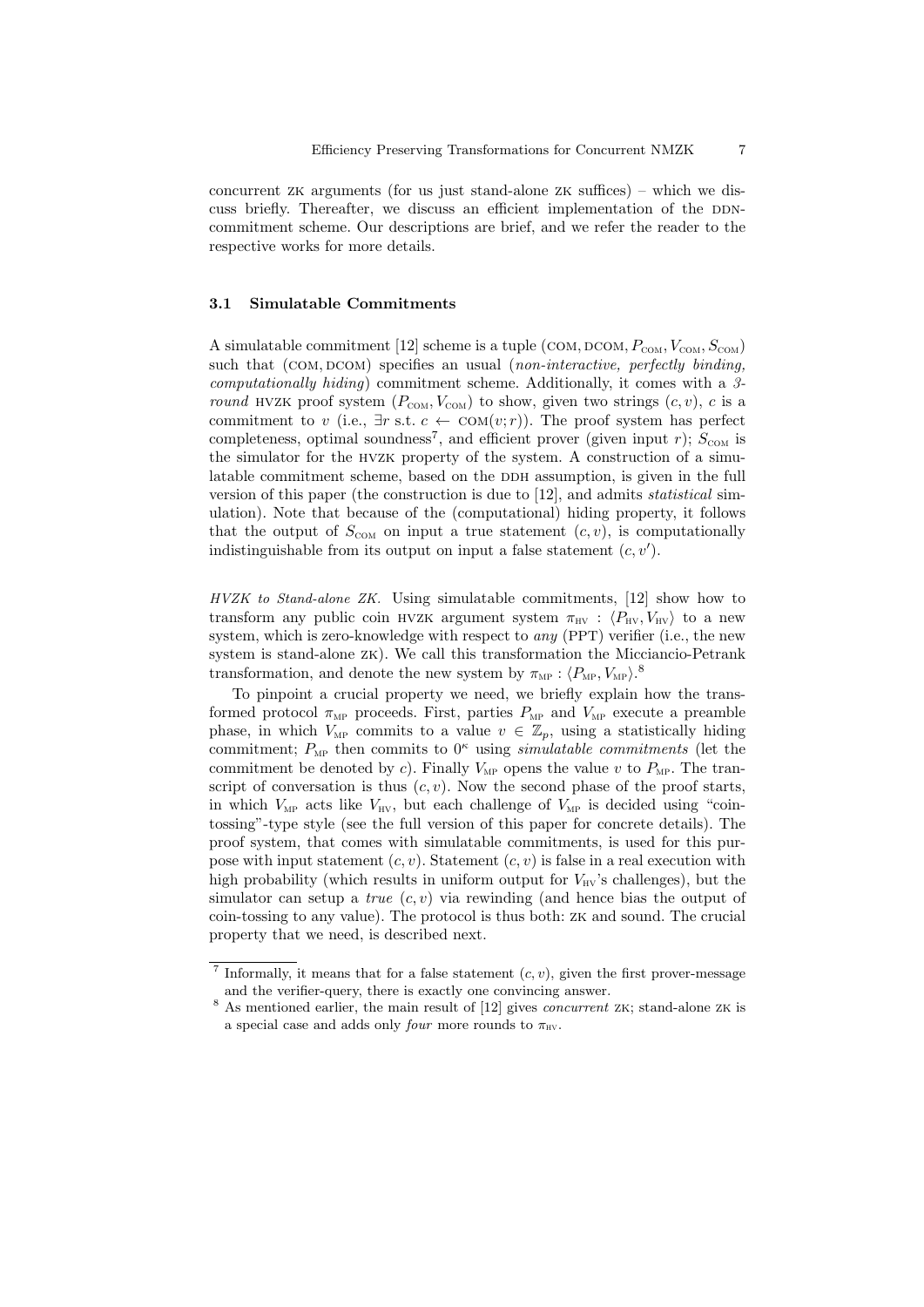concurrent ZK arguments (for us just stand-alone ZK suffices) – which we discuss briefly. Thereafter, we discuss an efficient implementation of the DDN-commitment scheme. Our descriptions are brief, and we refer the reader to the respective works for more details.

### 3.1 Simulatable Commitments

A simulatable commitment [12] scheme is a tuple $(\text{COM}, \text{DCOM}, P_{\text{COM}}, V_{\text{COM}}, S_{\text{COM}})$ such that $(\text{COM}, \text{DCOM})$ specifies an usual (*non-interactive, perfectly binding, computationally hiding*) commitment scheme. Additionally, it comes with a *3-round* HVZK proof system $(P_{\text{COM}}, V_{\text{COM}})$ to show, given two strings $(c, v)$, $c$ is a commitment to $v$ (i.e., $\exists r$ s.t. $c \leftarrow \text{COM}(v; r)$). The proof system has perfect completeness, optimal soundness[7], and efficient prover (given input $r$); $S_{\text{COM}}$ is the simulator for the HVZK property of the system. A construction of a simulatable commitment scheme, based on the DDH assumption, is given in the full version of this paper (the construction is due to [12], and admits *statistical* simulation). Note that because of the (computational) hiding property, it follows that the output of $S_{\text{COM}}$ on input a true statement $(c, v)$, is computationally indistinguishable from its output on input a false statement $(c, v')$.

*HVZK to Stand-alone ZK.* Using simulatable commitments, [12] show how to transform any public coin HVZK argument system $\pi_{\text{HV}} : \langle P_{\text{HV}}, V_{\text{HV}} \rangle$ to a new system, which is zero-knowledge with respect to *any* (PPT) verifier (i.e., the new system is stand-alone ZK). We call this transformation the Micciancio-Petrank transformation, and denote the new system by $\pi_{\text{MP}} : \langle P_{\text{MP}}, V_{\text{MP}} \rangle$.[8]

To pinpoint a crucial property we need, we briefly explain how the transformed protocol $\pi_{\text{MP}}$ proceeds. First, parties $P_{\text{MP}}$ and $V_{\text{MP}}$ execute a preamble phase, in which $V_{\text{MP}}$ commits to a value $v \in \mathbb{Z}_p$, using a statistically hiding commitment; $P_{\text{MP}}$ then commits to $0^\kappa$ using *simulatable commitments* (let the commitment be denoted by $c$). Finally $V_{\text{MP}}$ opens the value $v$ to $P_{\text{MP}}$. The transcript of conversation is thus $(c, v)$. Now the second phase of the proof starts, in which $V_{\text{MP}}$ acts like $V_{\text{HV}}$, but each challenge of $V_{\text{MP}}$ is decided using "coin-tossing"-type style (see the full version of this paper for concrete details). The proof system, that comes with simulatable commitments, is used for this purpose with input statement $(c, v)$. Statement $(c, v)$ is false in a real execution with high probability (which results in uniform output for $V_{\text{HV}}$'s challenges), but the simulator can setup a *true* $(c, v)$ via rewinding (and hence bias the output of coin-tossing to any value). The protocol is thus both: ZK and sound. The crucial property that we need, is described next.

---

[7] Informally, it means that for a false statement $(c, v)$, given the first prover-message and the verifier-query, there is exactly one convincing answer.

[8] As mentioned earlier, the main result of [12] gives *concurrent* ZK; stand-alone ZK is a special case and adds only *four* more rounds to $\pi_{\text{HV}}$.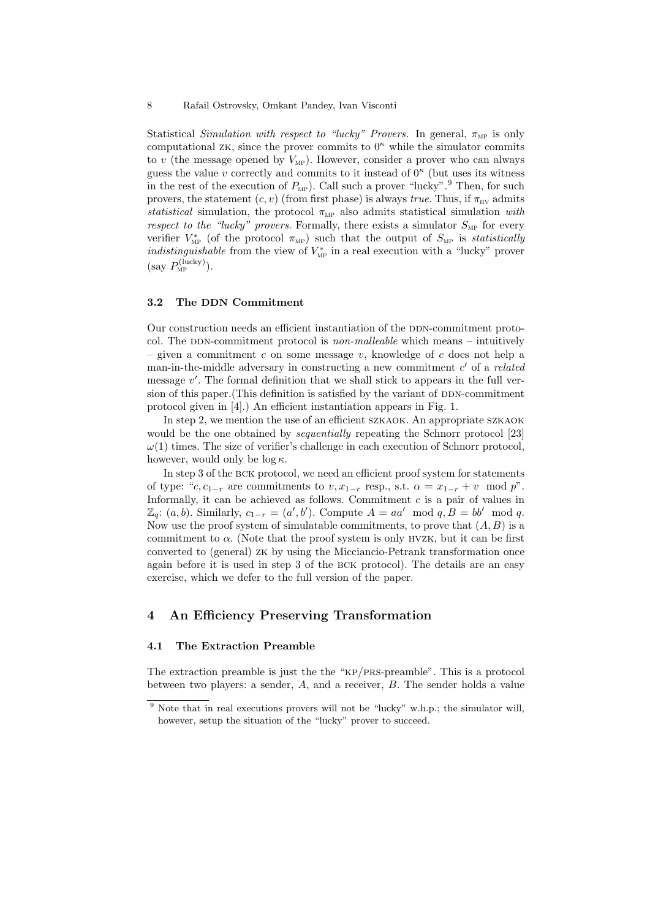Statistical *Simulation with respect to "lucky" Provers.* In general, $\pi_{\text{MP}}$ is only computational ZK, since the prover commits to $0^\kappa$ while the simulator commits to $v$ (the message opened by $V_{\text{MP}}$). However, consider a prover who can always guess the value $v$ correctly and commits to it instead of $0^\kappa$ (but uses its witness in the rest of the execution of $P_{\text{MP}}$). Call such a prover "lucky".[9] Then, for such provers, the statement $(c, v)$ (from first phase) is always *true*. Thus, if $\pi_{\text{HV}}$ admits *statistical* simulation, the protocol $\pi_{\text{MP}}$ also admits statistical simulation *with respect to the "lucky" provers*. Formally, there exists a simulator $S_{\text{MP}}$ for every verifier $V^*_{\text{MP}}$ (of the protocol $\pi_{\text{MP}}$) such that the output of $S_{\text{MP}}$ is *statistically indistinguishable* from the view of $V^*_{\text{MP}}$ in a real execution with a "lucky" prover (say $P^{(\text{lucky})}_{\text{MP}}$).

### 3.2 The DDN Commitment

Our construction needs an efficient instantiation of the DDN-commitment protocol. The DDN-commitment protocol is *non-malleable* which means – intuitively – given a commitment $c$ on some message $v$, knowledge of $c$ does not help a man-in-the-middle adversary in constructing a new commitment $c'$ of a *related* message $v'$. The formal definition that we shall stick to appears in the full version of this paper.(This definition is satisfied by the variant of DDN-commitment protocol given in [4].) An efficient instantiation appears in Fig. 1.

In step 2, we mention the use of an efficient SZKAOK. An appropriate SZKAOK would be the one obtained by *sequentially* repeating the Schnorr protocol [23] $\omega(1)$ times. The size of verifier's challenge in each execution of Schnorr protocol, however, would only be $\log \kappa$.

In step 3 of the BCK protocol, we need an efficient proof system for statements of type: "$c, c_{1-r}$ are commitments to $v, x_{1-r}$ resp., s.t. $\alpha = x_{1-r} + v \mod p$". Informally, it can be achieved as follows. Commitment $c$ is a pair of values in $\mathbb{Z}_q$: $(a, b)$. Similarly, $c_{1-r} = (a', b')$. Compute $A = aa' \mod q, B = bb' \mod q$. Now use the proof system of simulatable commitments, to prove that $(A, B)$ is a commitment to $\alpha$. (Note that the proof system is only HVZK, but it can be first converted to (general) ZK by using the Micciancio-Petrank transformation once again before it is used in step 3 of the BCK protocol). The details are an easy exercise, which we defer to the full version of the paper.

## 4 An Efficiency Preserving Transformation

### 4.1 The Extraction Preamble

The extraction preamble is just the the "KP/PRS-preamble". This is a protocol between two players: a sender, $A$, and a receiver, $B$. The sender holds a value

[9] Note that in real executions provers will not be "lucky" w.h.p.; the simulator will, however, setup the situation of the "lucky" prover to succeed.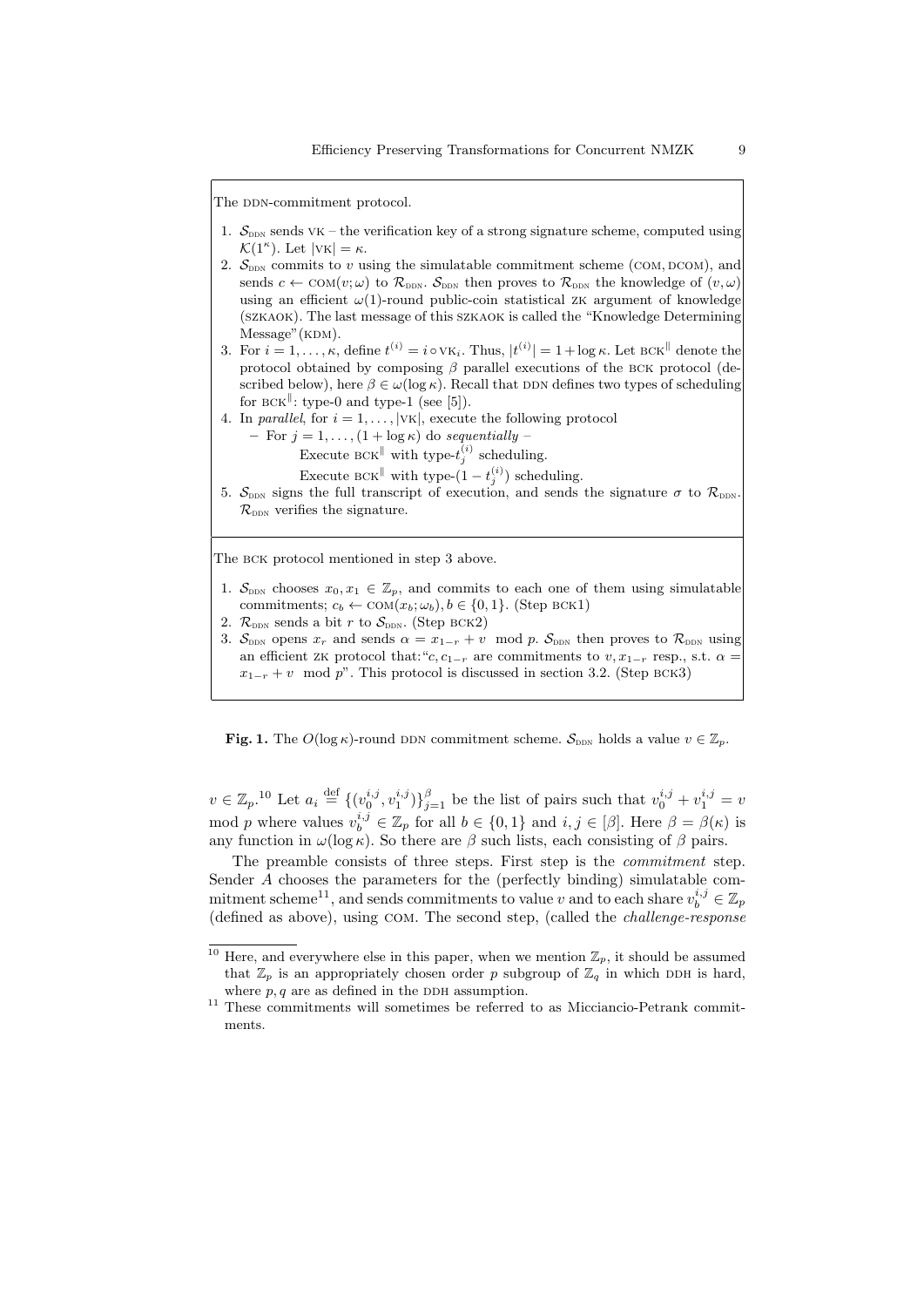The DDN-commitment protocol.

1. $\mathcal{S}_{\text{DDN}}$ sends VK – the verification key of a strong signature scheme, computed using $\mathcal{K}(1^\kappa)$. Let $|\text{VK}| = \kappa$.
2. $\mathcal{S}_{\text{DDN}}$ commits to $v$ using the simulatable commitment scheme (COM, DCOM), and sends $c \leftarrow \text{COM}(v;\omega)$ to $\mathcal{R}_{\text{DDN}}$. $\mathcal{S}_{\text{DDN}}$ then proves to $\mathcal{R}_{\text{DDN}}$ the knowledge of $(v,\omega)$ using an efficient $\omega(1)$-round public-coin statistical ZK argument of knowledge (SZKAOK). The last message of this SZKAOK is called the "Knowledge Determining Message"(KDM).
3. For $i = 1,\ldots,\kappa$, define $t^{(i)} = i \circ \text{VK}_i$. Thus, $|t^{(i)}| = 1 + \log\kappa$. Let $\text{BCK}^{\|}$ denote the protocol obtained by composing $\beta$ parallel executions of the BCK protocol (described below), here $\beta \in \omega(\log\kappa)$. Recall that DDN defines two types of scheduling for $\text{BCK}^{\|}$: type-0 and type-1 (see [5]).
4. In *parallel*, for $i = 1,\ldots,|\text{VK}|$, execute the following protocol
   - For $j = 1,\ldots,(1+\log\kappa)$ do *sequentially* –
     Execute $\text{BCK}^{\|}$ with type-$t^{(i)}_j$ scheduling.
     Execute $\text{BCK}^{\|}$ with type-$(1 - t^{(i)}_j)$ scheduling.
5. $\mathcal{S}_{\text{DDN}}$ signs the full transcript of execution, and sends the signature $\sigma$ to $\mathcal{R}_{\text{DDN}}$. $\mathcal{R}_{\text{DDN}}$ verifies the signature.

The BCK protocol mentioned in step 3 above.

1. $\mathcal{S}_{\text{DDN}}$ chooses $x_0, x_1 \in \mathbb{Z}_p$, and commits to each one of them using simulatable commitments; $c_b \leftarrow \text{COM}(x_b;\omega_b), b \in \{0,1\}$. (Step BCK1)
2. $\mathcal{R}_{\text{DDN}}$ sends a bit $r$ to $\mathcal{S}_{\text{DDN}}$. (Step BCK2)
3. $\mathcal{S}_{\text{DDN}}$ opens $x_r$ and sends $\alpha = x_{1-r} + v \mod p$. $\mathcal{S}_{\text{DDN}}$ then proves to $\mathcal{R}_{\text{DDN}}$ using an efficient ZK protocol that:"$c, c_{1-r}$ are commitments to $v, x_{1-r}$ resp., s.t. $\alpha = x_{1-r} + v \mod p$". This protocol is discussed in section 3.2. (Step BCK3)

**Fig. 1.** The $O(\log\kappa)$-round DDN commitment scheme. $\mathcal{S}_{\text{DDN}}$ holds a value $v \in \mathbb{Z}_p$.

$v \in \mathbb{Z}_p$.[10] Let $a_i \stackrel{\text{def}}{=} \{(v_0^{i,j}, v_1^{i,j})\}_{j=1}^{\beta}$ be the list of pairs such that $v_0^{i,j} + v_1^{i,j} = v \mod p$ where values $v_b^{i,j} \in \mathbb{Z}_p$ for all $b \in \{0,1\}$ and $i,j \in [\beta]$. Here $\beta = \beta(\kappa)$ is any function in $\omega(\log\kappa)$. So there are $\beta$ such lists, each consisting of $\beta$ pairs.

The preamble consists of three steps. First step is the *commitment* step. Sender $A$ chooses the parameters for the (perfectly binding) simulatable commitment scheme[11], and sends commitments to value $v$ and to each share $v_b^{i,j} \in \mathbb{Z}_p$ (defined as above), using COM. The second step, (called the *challenge-response*

[10] Here, and everywhere else in this paper, when we mention $\mathbb{Z}_p$, it should be assumed that $\mathbb{Z}_p$ is an appropriately chosen order $p$ subgroup of $\mathbb{Z}_q$ in which DDH is hard, where $p, q$ are as defined in the DDH assumption.

[11] These commitments will sometimes be referred to as Micciancio-Petrank commitments.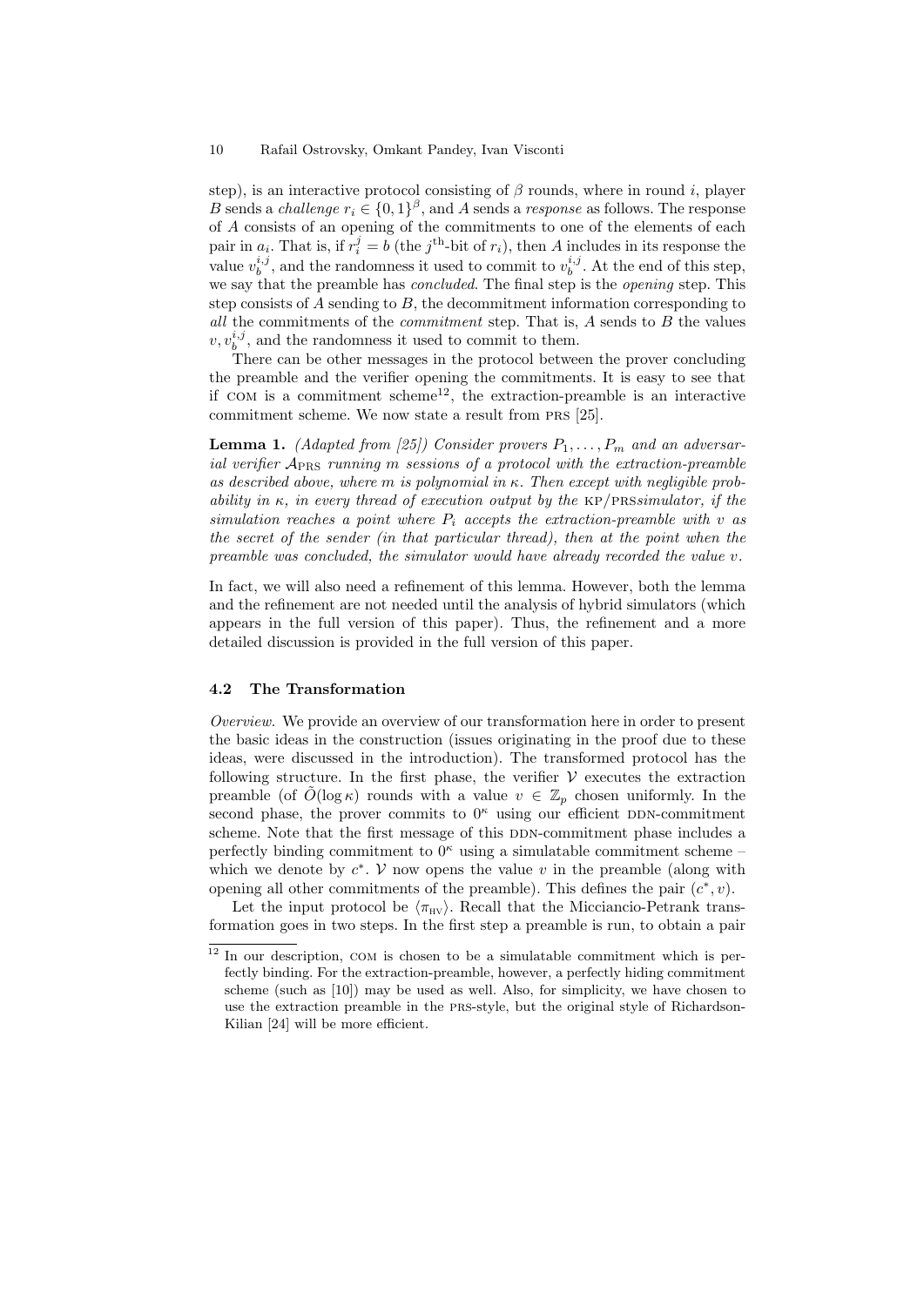step), is an interactive protocol consisting of $\beta$ rounds, where in round $i$, player $B$ sends a *challenge* $r_i \in \{0,1\}^\beta$, and $A$ sends a *response* as follows. The response of $A$ consists of an opening of the commitments to one of the elements of each pair in $a_i$. That is, if $r_i^j = b$ (the $j^{\text{th}}$-bit of $r_i$), then $A$ includes in its response the value $v_b^{i,j}$, and the randomness it used to commit to $v_b^{i,j}$. At the end of this step, we say that the preamble has *concluded*. The final step is the *opening* step. This step consists of $A$ sending to $B$, the decommitment information corresponding to *all* the commitments of the *commitment* step. That is, $A$ sends to $B$ the values $v, v_b^{i,j}$, and the randomness it used to commit to them.

There can be other messages in the protocol between the prover concluding the preamble and the verifier opening the commitments. It is easy to see that if COM is a commitment scheme[12], the extraction-preamble is an interactive commitment scheme. We now state a result from PRS [25].

**Lemma 1.** *(Adapted from [25]) Consider provers $P_1, \ldots, P_m$ and an adversarial verifier $\mathcal{A}_{\text{PRS}}$ running $m$ sessions of a protocol with the extraction-preamble as described above, where $m$ is polynomial in $\kappa$. Then except with negligible probability in $\kappa$, in every thread of execution output by the KP/PRSsimulator, if the simulation reaches a point where $P_i$ accepts the extraction-preamble with $v$ as the secret of the sender (in that particular thread), then at the point when the preamble was concluded, the simulator would have already recorded the value $v$.*

In fact, we will also need a refinement of this lemma. However, both the lemma and the refinement are not needed until the analysis of hybrid simulators (which appears in the full version of this paper). Thus, the refinement and a more detailed discussion is provided in the full version of this paper.

### 4.2 The Transformation

*Overview.* We provide an overview of our transformation here in order to present the basic ideas in the construction (issues originating in the proof due to these ideas, were discussed in the introduction). The transformed protocol has the following structure. In the first phase, the verifier $\mathcal{V}$ executes the extraction preamble (of $\tilde{O}(\log \kappa)$ rounds with a value $v \in \mathbb{Z}_p$ chosen uniformly. In the second phase, the prover commits to $0^\kappa$ using our efficient DDN-commitment scheme. Note that the first message of this DDN-commitment phase includes a perfectly binding commitment to $0^\kappa$ using a simulatable commitment scheme – which we denote by $c^*$. $\mathcal{V}$ now opens the value $v$ in the preamble (along with opening all other commitments of the preamble). This defines the pair $(c^*, v)$.

Let the input protocol be $\langle \pi_{\text{HV}} \rangle$. Recall that the Micciancio-Petrank transformation goes in two steps. In the first step a preamble is run, to obtain a pair

[12] In our description, COM is chosen to be a simulatable commitment which is perfectly binding. For the extraction-preamble, however, a perfectly hiding commitment scheme (such as [10]) may be used as well. Also, for simplicity, we have chosen to use the extraction preamble in the PRS-style, but the original style of Richardson-Kilian [24] will be more efficient.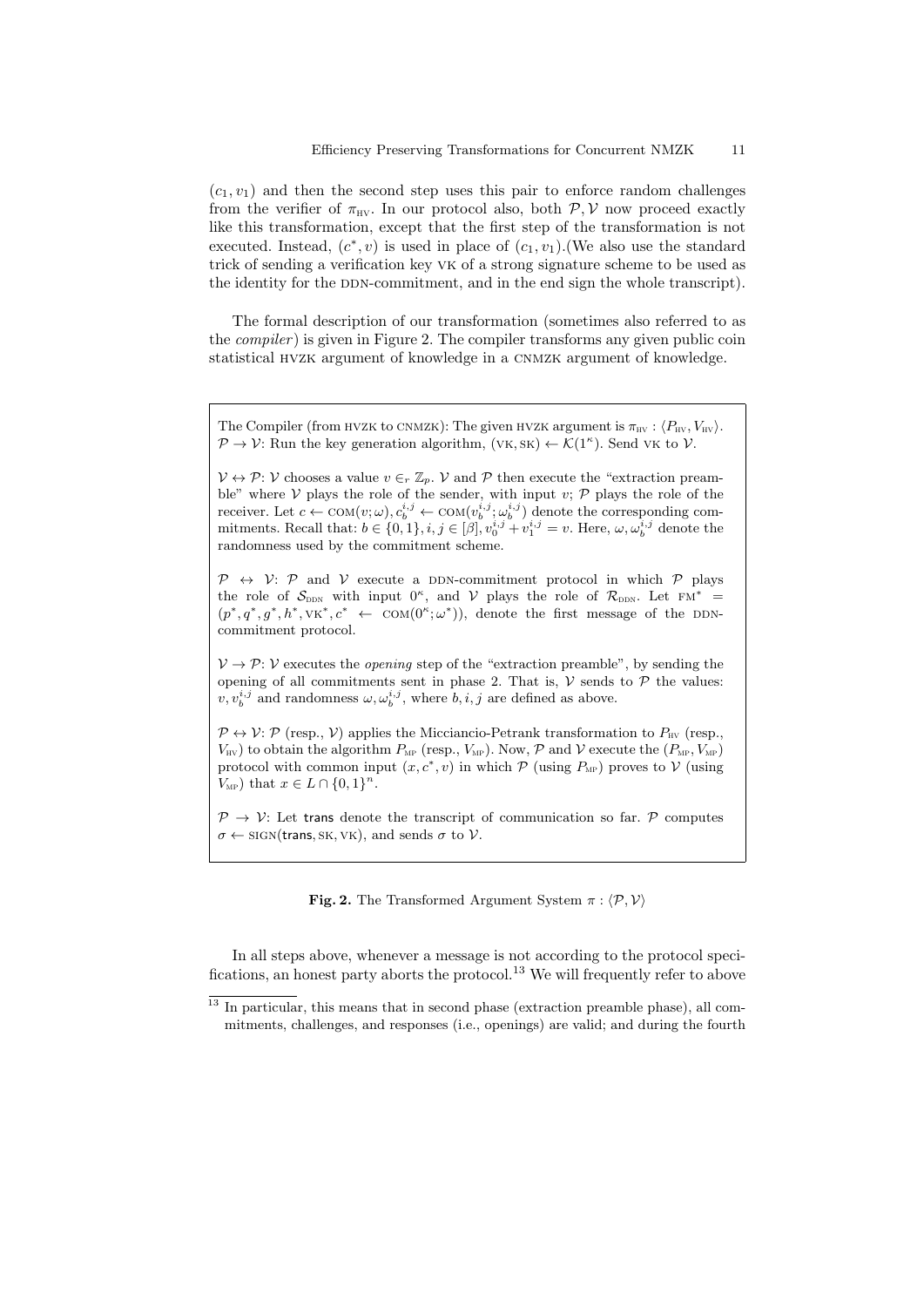$(c_1, v_1)$ and then the second step uses this pair to enforce random challenges from the verifier of $\pi_{\text{HV}}$. In our protocol also, both $\mathcal{P}, \mathcal{V}$ now proceed exactly like this transformation, except that the first step of the transformation is not executed. Instead, $(c^*, v)$ is used in place of $(c_1, v_1)$.(We also use the standard trick of sending a verification key VK of a strong signature scheme to be used as the identity for the DDN-commitment, and in the end sign the whole transcript).

The formal description of our transformation (sometimes also referred to as the *compiler*) is given in Figure 2. The compiler transforms any given public coin statistical HVZK argument of knowledge in a CNMZK argument of knowledge.

The Compiler (from HVZK to CNMZK): The given HVZK argument is $\pi_{\text{HV}} : \langle P_{\text{HV}}, V_{\text{HV}} \rangle$.
$\mathcal{P} \to \mathcal{V}$: Run the key generation algorithm, $(\text{VK}, \text{SK}) \leftarrow \mathcal{K}(1^\kappa)$. Send VK to $\mathcal{V}$.

$\mathcal{V} \leftrightarrow \mathcal{P}$: $\mathcal{V}$ chooses a value $v \in_r \mathbb{Z}_p$. $\mathcal{V}$ and $\mathcal{P}$ then execute the "extraction preamble" where $\mathcal{V}$ plays the role of the sender, with input $v$; $\mathcal{P}$ plays the role of the receiver. Let $c \leftarrow \text{COM}(v; \omega), c_b^{i,j} \leftarrow \text{COM}(v_b^{i,j}; \omega_b^{i,j})$ denote the corresponding commitments. Recall that: $b \in \{0,1\}, i, j \in [\beta], v_0^{i,j} + v_1^{i,j} = v$. Here, $\omega, \omega_b^{i,j}$ denote the randomness used by the commitment scheme.

$\mathcal{P} \leftrightarrow \mathcal{V}$: $\mathcal{P}$ and $\mathcal{V}$ execute a DDN-commitment protocol in which $\mathcal{P}$ plays the role of $\mathcal{S}_{\text{DDN}}$ with input $0^\kappa$, and $\mathcal{V}$ plays the role of $\mathcal{R}_{\text{DDN}}$. Let $\text{FM}^* = (p^*, q^*, g^*, h^*, \text{VK}^*, c^* \leftarrow \text{COM}(0^\kappa; \omega^*))$, denote the first message of the DDN-commitment protocol.

$\mathcal{V} \to \mathcal{P}$: $\mathcal{V}$ executes the *opening* step of the "extraction preamble", by sending the opening of all commitments sent in phase 2. That is, $\mathcal{V}$ sends to $\mathcal{P}$ the values: $v, v_b^{i,j}$ and randomness $\omega, \omega_b^{i,j}$, where $b, i, j$ are defined as above.

$\mathcal{P} \leftrightarrow \mathcal{V}$: $\mathcal{P}$ (resp., $\mathcal{V}$) applies the Micciancio-Petrank transformation to $P_{\text{HV}}$ (resp., $V_{\text{HV}}$) to obtain the algorithm $P_{\text{MP}}$ (resp., $V_{\text{MP}}$). Now, $\mathcal{P}$ and $\mathcal{V}$ execute the $(P_{\text{MP}}, V_{\text{MP}})$ protocol with common input $(x, c^*, v)$ in which $\mathcal{P}$ (using $P_{\text{MP}}$) proves to $\mathcal{V}$ (using $V_{\text{MP}}$) that $x \in L \cap \{0,1\}^n$.

$\mathcal{P} \to \mathcal{V}$: Let $\mathsf{trans}$ denote the transcript of communication so far. $\mathcal{P}$ computes $\sigma \leftarrow \text{SIGN}(\mathsf{trans}, \text{SK}, \text{VK})$, and sends $\sigma$ to $\mathcal{V}$.

**Fig. 2.** The Transformed Argument System $\pi : \langle \mathcal{P}, \mathcal{V} \rangle$

In all steps above, whenever a message is not according to the protocol specifications, an honest party aborts the protocol.[13] We will frequently refer to above

[13] In particular, this means that in second phase (extraction preamble phase), all commitments, challenges, and responses (i.e., openings) are valid; and during the fourth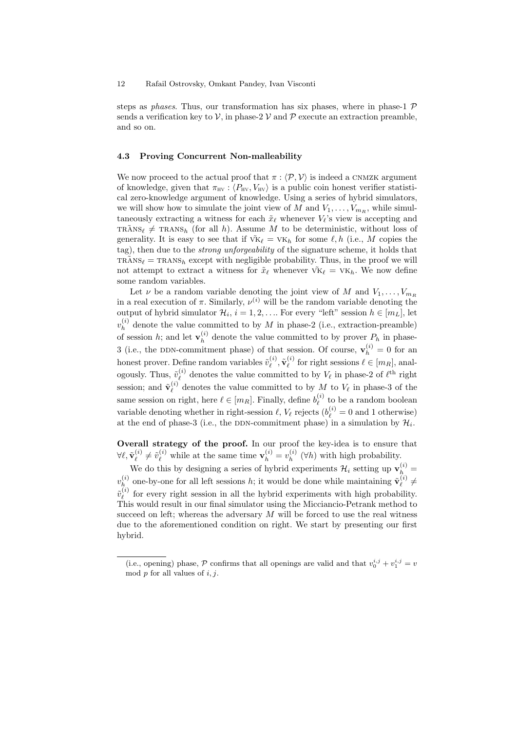steps as *phases*. Thus, our transformation has six phases, where in phase-1 $\mathcal{P}$ sends a verification key to $\mathcal{V}$, in phase-2 $\mathcal{V}$ and $\mathcal{P}$ execute an extraction preamble, and so on.

### 4.3 Proving Concurrent Non-malleability

We now proceed to the actual proof that $\pi : \langle \mathcal{P}, \mathcal{V} \rangle$ is indeed a CNMZK argument of knowledge, given that $\pi_{\text{HV}} : \langle P_{\text{HV}}, V_{\text{HV}} \rangle$ is a public coin honest verifier statistical zero-knowledge argument of knowledge. Using a series of hybrid simulators, we will show how to simulate the joint view of $M$ and $V_1, \ldots, V_{m_R}$, while simultaneously extracting a witness for each $\tilde{x}_\ell$ whenever $V_\ell$'s view is accepting and $\tilde{\text{TRANS}}_\ell \neq \text{TRANS}_h$ (for all $h$). Assume $M$ to be deterministic, without loss of generality. It is easy to see that if $\tilde{\text{VK}}_\ell = \text{VK}_h$ for some $\ell, h$ (i.e., $M$ copies the tag), then due to the *strong unforgeability* of the signature scheme, it holds that $\tilde{\text{TRANS}}_\ell = \text{TRANS}_h$ except with negligible probability. Thus, in the proof we will not attempt to extract a witness for $\tilde{x}_\ell$ whenever $\tilde{\text{VK}}_\ell = \text{VK}_h$. We now define some random variables.

Let $\nu$ be a random variable denoting the joint view of $M$ and $V_1, \ldots, V_{m_R}$ in a real execution of $\pi$. Similarly, $\nu^{(i)}$ will be the random variable denoting the output of hybrid simulator $\mathcal{H}_i$, $i = 1, 2, \ldots$. For every "left" session $h \in [m_L]$, let $v_h^{(i)}$ denote the value committed to by $M$ in phase-2 (i.e., extraction-preamble) of session $h$; and let $\mathbf{v}_h^{(i)}$ denote the value committed to by prover $P_h$ in phase-3 (i.e., the DDN-commitment phase) of that session. Of course, $\mathbf{v}_h^{(i)} = 0$ for an honest prover. Define random variables $\tilde{v}_\ell^{(i)}, \tilde{\mathbf{v}}_\ell^{(i)}$ for right sessions $\ell \in [m_R]$, analogously. Thus, $\tilde{v}_\ell^{(i)}$ denotes the value committed to by $V_\ell$ in phase-2 of $\ell^{\text{th}}$ right session; and $\tilde{\mathbf{v}}_\ell^{(i)}$ denotes the value committed to by $M$ to $V_\ell$ in phase-3 of the same session on right, here $\ell \in [m_R]$. Finally, define $b_\ell^{(i)}$ to be a random boolean variable denoting whether in right-session $\ell$, $V_\ell$ rejects ($b_\ell^{(i)} = 0$ and 1 otherwise) at the end of phase-3 (i.e., the DDN-commitment phase) in a simulation by $\mathcal{H}_i$.

**Overall strategy of the proof.** In our proof the key-idea is to ensure that $\forall \ell, \tilde{\mathbf{v}}_\ell^{(i)} \neq \tilde{v}_\ell^{(i)}$ while at the same time $\mathbf{v}_h^{(i)} = v_h^{(i)}$ ($\forall h$) with high probability.

We do this by designing a series of hybrid experiments $\mathcal{H}_i$ setting up $\mathbf{v}_h^{(i)} = v_h^{(i)}$ one-by-one for all left sessions $h$; it would be done while maintaining $\tilde{\mathbf{v}}_\ell^{(i)} \neq \tilde{v}_\ell^{(i)}$ for every right session in all the hybrid experiments with high probability. This would result in our final simulator using the Micciancio-Petrank method to succeed on left; whereas the adversary $M$ will be forced to use the real witness due to the aforementioned condition on right. We start by presenting our first hybrid.

---

(i.e., opening) phase, $\mathcal{P}$ confirms that all openings are valid and that $v_0^{i,j} + v_1^{i,j} = v \bmod p$ for all values of $i, j$.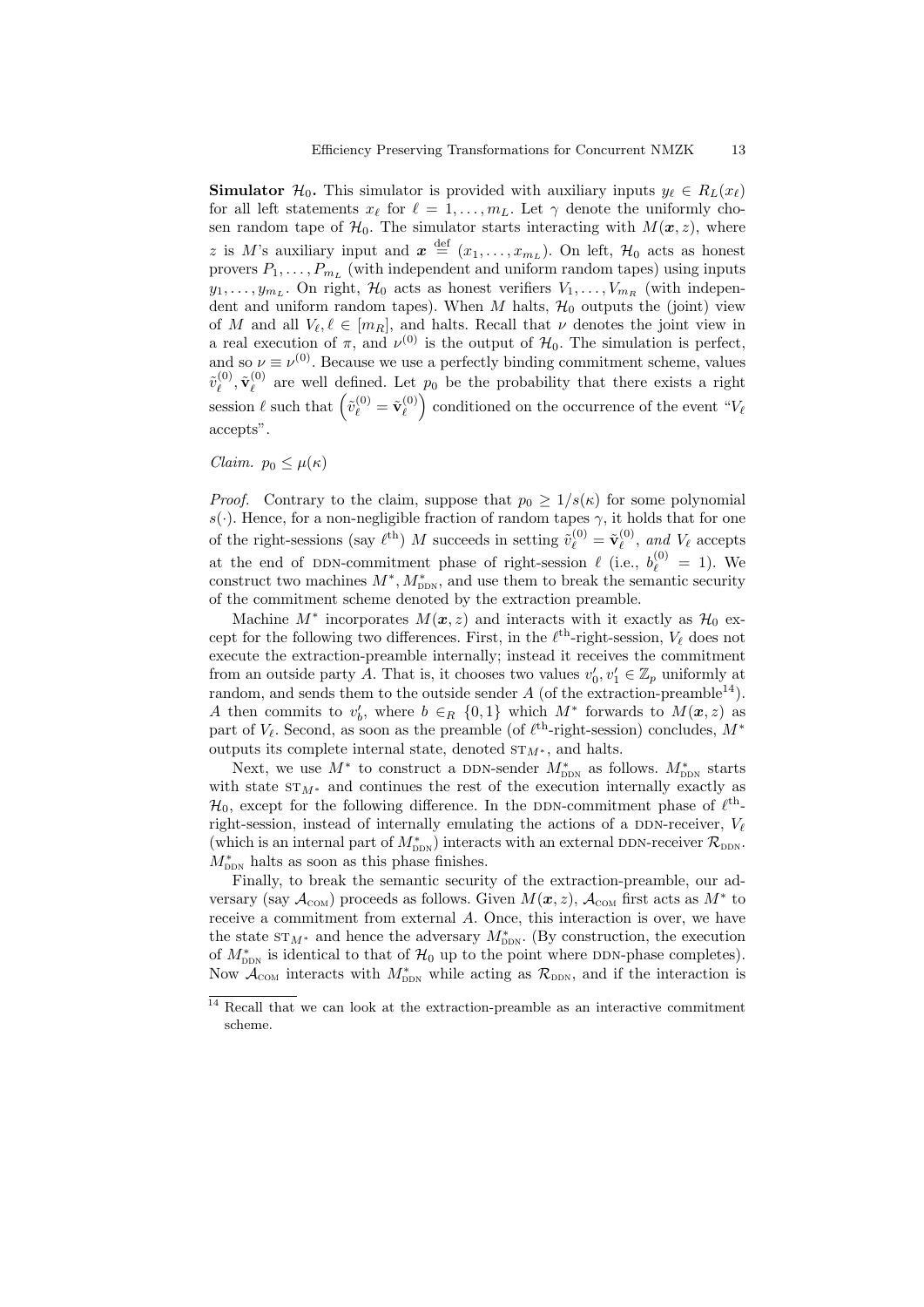**Simulator $\mathcal{H}_0$.** This simulator is provided with auxiliary inputs $y_\ell \in R_L(x_\ell)$ for all left statements $x_\ell$ for $\ell = 1, \ldots, m_L$. Let $\gamma$ denote the uniformly chosen random tape of $\mathcal{H}_0$. The simulator starts interacting with $M(\boldsymbol{x}, z)$, where $z$ is $M$'s auxiliary input and $\boldsymbol{x} \stackrel{\text{def}}{=} (x_1, \ldots, x_{m_L})$. On left, $\mathcal{H}_0$ acts as honest provers $P_1, \ldots, P_{m_L}$ (with independent and uniform random tapes) using inputs $y_1, \ldots, y_{m_L}$. On right, $\mathcal{H}_0$ acts as honest verifiers $V_1, \ldots, V_{m_R}$ (with independent and uniform random tapes). When $M$ halts, $\mathcal{H}_0$ outputs the (joint) view of $M$ and all $V_\ell, \ell \in [m_R]$, and halts. Recall that $\nu$ denotes the joint view in a real execution of $\pi$, and $\nu^{(0)}$ is the output of $\mathcal{H}_0$. The simulation is perfect, and so $\nu \equiv \nu^{(0)}$. Because we use a perfectly binding commitment scheme, values $\tilde{v}_\ell^{(0)}, \tilde{\mathbf{v}}_\ell^{(0)}$ are well defined. Let $p_0$ be the probability that there exists a right session $\ell$ such that $\left(\tilde{v}_\ell^{(0)} = \tilde{\mathbf{v}}_\ell^{(0)}\right)$ conditioned on the occurrence of the event "$V_\ell$ accepts".

*Claim.* $p_0 \leq \mu(\kappa)$

*Proof.* Contrary to the claim, suppose that $p_0 \geq 1/s(\kappa)$ for some polynomial $s(\cdot)$. Hence, for a non-negligible fraction of random tapes $\gamma$, it holds that for one of the right-sessions (say $\ell^{\text{th}}$) $M$ succeeds in setting $\tilde{v}_\ell^{(0)} = \tilde{\mathbf{v}}_\ell^{(0)}$, *and* $V_\ell$ accepts at the end of DDN-commitment phase of right-session $\ell$ (i.e., $b_\ell^{(0)} = 1$). We construct two machines $M^*, M^*_{\text{DDN}}$, and use them to break the semantic security of the commitment scheme denoted by the extraction preamble.

Machine $M^*$ incorporates $M(\boldsymbol{x}, z)$ and interacts with it exactly as $\mathcal{H}_0$ except for the following two differences. First, in the $\ell^{\text{th}}$-right-session, $V_\ell$ does not execute the extraction-preamble internally; instead it receives the commitment from an outside party $A$. That is, it chooses two values $v'_0, v'_1 \in \mathbb{Z}_p$ uniformly at random, and sends them to the outside sender $A$ (of the extraction-preamble[14]). $A$ then commits to $v'_b$, where $b \in_R \{0,1\}$ which $M^*$ forwards to $M(\boldsymbol{x}, z)$ as part of $V_\ell$. Second, as soon as the preamble (of $\ell^{\text{th}}$-right-session) concludes, $M^*$ outputs its complete internal state, denoted $\text{ST}_{M^*}$, and halts.

Next, we use $M^*$ to construct a DDN-sender $M^*_{\text{DDN}}$ as follows. $M^*_{\text{DDN}}$ starts with state $\text{ST}_{M^*}$ and continues the rest of the execution internally exactly as $\mathcal{H}_0$, except for the following difference. In the DDN-commitment phase of $\ell^{\text{th}}$-right-session, instead of internally emulating the actions of a DDN-receiver, $V_\ell$ (which is an internal part of $M^*_{\text{DDN}}$) interacts with an external DDN-receiver $\mathcal{R}_{\text{DDN}}$. $M^*_{\text{DDN}}$ halts as soon as this phase finishes.

Finally, to break the semantic security of the extraction-preamble, our adversary (say $\mathcal{A}_{\text{COM}}$) proceeds as follows. Given $M(\boldsymbol{x}, z)$, $\mathcal{A}_{\text{COM}}$ first acts as $M^*$ to receive a commitment from external $A$. Once, this interaction is over, we have the state $\text{ST}_{M^*}$ and hence the adversary $M^*_{\text{DDN}}$. (By construction, the execution of $M^*_{\text{DDN}}$ is identical to that of $\mathcal{H}_0$ up to the point where DDN-phase completes). Now $\mathcal{A}_{\text{COM}}$ interacts with $M^*_{\text{DDN}}$ while acting as $\mathcal{R}_{\text{DDN}}$, and if the interaction is

[14] Recall that we can look at the extraction-preamble as an interactive commitment scheme.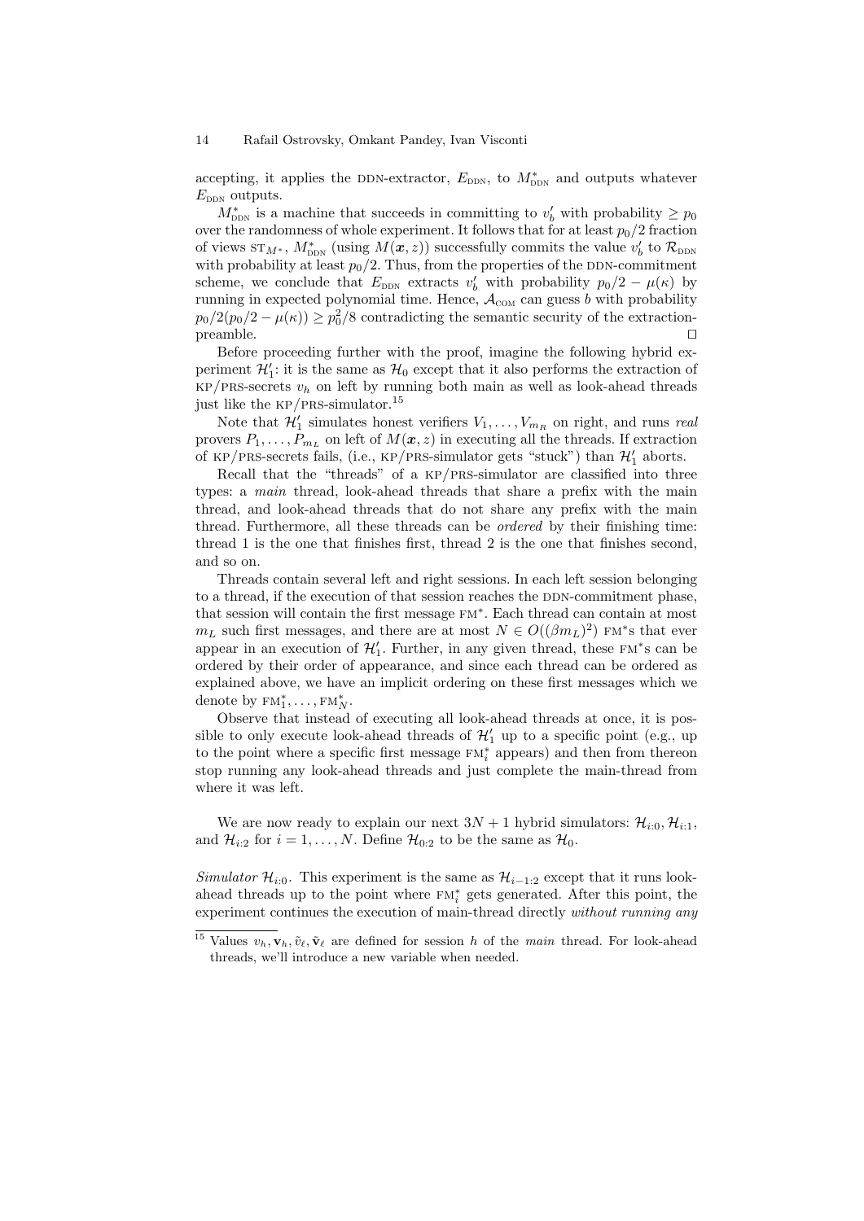accepting, it applies the DDN-extractor, $E_{\text{DDN}}$, to $M^*_{\text{DDN}}$ and outputs whatever $E_{\text{DDN}}$ outputs.

$M^*_{\text{DDN}}$ is a machine that succeeds in committing to $v'_b$ with probability $\geq p_0$ over the randomness of whole experiment. It follows that for at least $p_0/2$ fraction of views $\text{ST}_{M^*}$, $M^*_{\text{DDN}}$ (using $M(\boldsymbol{x}, z)$) successfully commits the value $v'_b$ to $\mathcal{R}_{\text{DDN}}$ with probability at least $p_0/2$. Thus, from the properties of the DDN-commitment scheme, we conclude that $E_{\text{DDN}}$ extracts $v'_b$ with probability $p_0/2 - \mu(\kappa)$ by running in expected polynomial time. Hence, $\mathcal{A}_{\text{COM}}$ can guess $b$ with probability $p_0/2(p_0/2 - \mu(\kappa)) \geq p_0^2/8$ contradicting the semantic security of the extraction-preamble. □

Before proceeding further with the proof, imagine the following hybrid experiment $\mathcal{H}'_1$: it is the same as $\mathcal{H}_0$ except that it also performs the extraction of KP/PRS-secrets $v_h$ on left by running both main as well as look-ahead threads just like the KP/PRS-simulator.[15]

Note that $\mathcal{H}'_1$ simulates honest verifiers $V_1, \ldots, V_{m_R}$ on right, and runs *real* provers $P_1, \ldots, P_{m_L}$ on left of $M(\boldsymbol{x}, z)$ in executing all the threads. If extraction of KP/PRS-secrets fails, (i.e., KP/PRS-simulator gets "stuck") than $\mathcal{H}'_1$ aborts.

Recall that the "threads" of a KP/PRS-simulator are classified into three types: a *main* thread, look-ahead threads that share a prefix with the main thread, and look-ahead threads that do not share any prefix with the main thread. Furthermore, all these threads can be *ordered* by their finishing time: thread 1 is the one that finishes first, thread 2 is the one that finishes second, and so on.

Threads contain several left and right sessions. In each left session belonging to a thread, if the execution of that session reaches the DDN-commitment phase, that session will contain the first message $\text{FM}^*$. Each thread can contain at most $m_L$ such first messages, and there are at most $N \in O((\beta m_L)^2)$ $\text{FM}^*$s that ever appear in an execution of $\mathcal{H}'_1$. Further, in any given thread, these $\text{FM}^*$s can be ordered by their order of appearance, and since each thread can be ordered as explained above, we have an implicit ordering on these first messages which we denote by $\text{FM}^*_1, \ldots, \text{FM}^*_N$.

Observe that instead of executing all look-ahead threads at once, it is possible to only execute look-ahead threads of $\mathcal{H}'_1$ up to a specific point (e.g., up to the point where a specific first message $\text{FM}^*_i$ appears) and then from thereon stop running any look-ahead threads and just complete the main-thread from where it was left.

We are now ready to explain our next $3N+1$ hybrid simulators: $\mathcal{H}_{i:0}, \mathcal{H}_{i:1}$, and $\mathcal{H}_{i:2}$ for $i = 1, \ldots, N$. Define $\mathcal{H}_{0:2}$ to be the same as $\mathcal{H}_0$.

*Simulator* $\mathcal{H}_{i:0}$. This experiment is the same as $\mathcal{H}_{i-1:2}$ except that it runs look-ahead threads up to the point where $\text{FM}^*_i$ gets generated. After this point, the experiment continues the execution of main-thread directly *without running any*

[15] Values $v_h, \mathbf{v}_h, \tilde{v}_\ell, \tilde{\mathbf{v}}_\ell$ are defined for session $h$ of the *main* thread. For look-ahead threads, we'll introduce a new variable when needed.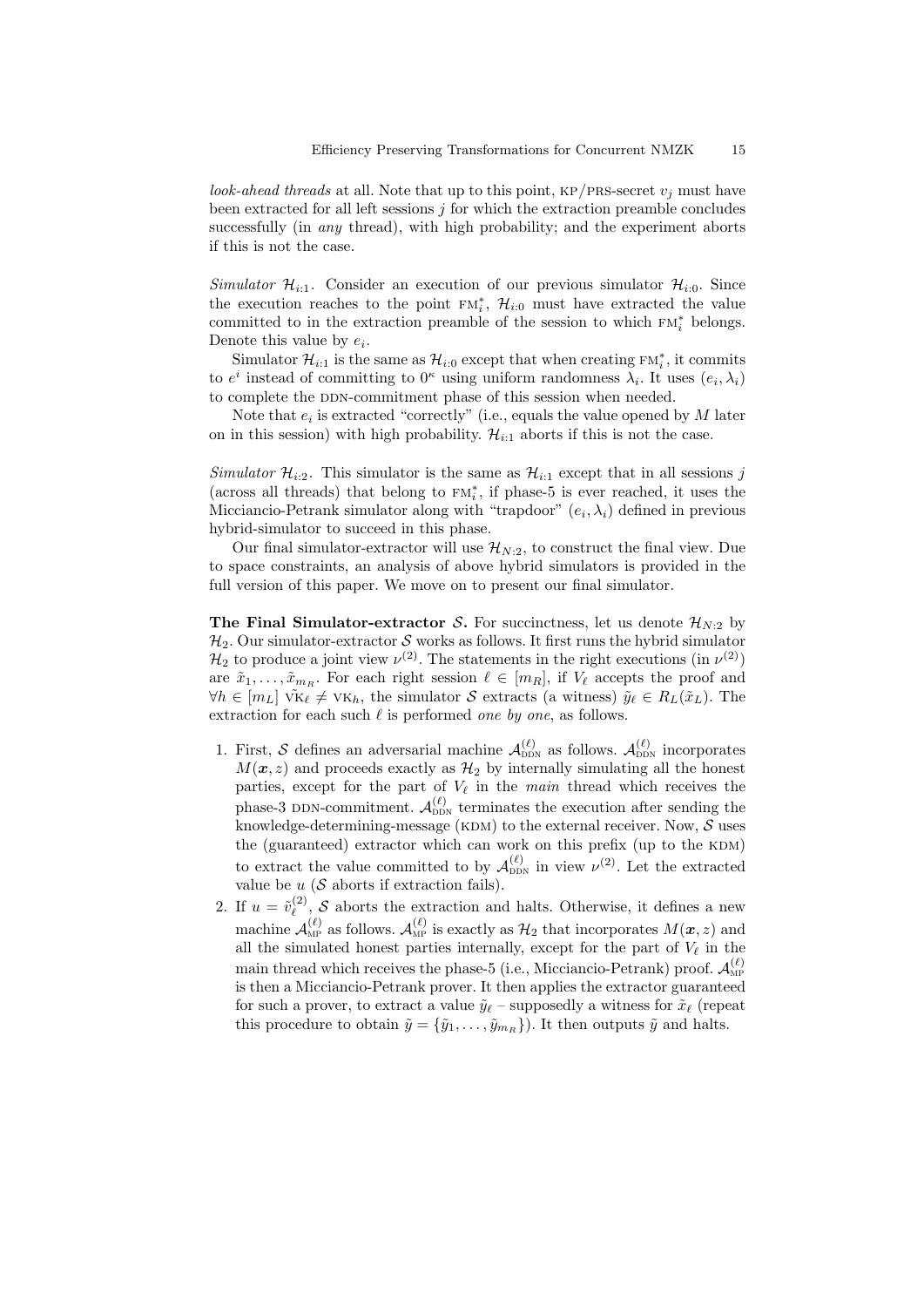*look-ahead threads* at all. Note that up to this point, KP/PRS-secret $v_j$ must have been extracted for all left sessions $j$ for which the extraction preamble concludes successfully (in *any* thread), with high probability; and the experiment aborts if this is not the case.

*Simulator* $\mathcal{H}_{i:1}$. Consider an execution of our previous simulator $\mathcal{H}_{i:0}$. Since the execution reaches to the point $\text{FM}_i^*$, $\mathcal{H}_{i:0}$ must have extracted the value committed to in the extraction preamble of the session to which $\text{FM}_i^*$ belongs. Denote this value by $e_i$.

Simulator $\mathcal{H}_{i:1}$ is the same as $\mathcal{H}_{i:0}$ except that when creating $\text{FM}_i^*$, it commits to $e^i$ instead of committing to $0^\kappa$ using uniform randomness $\lambda_i$. It uses $(e_i, \lambda_i)$ to complete the DDN-commitment phase of this session when needed.

Note that $e_i$ is extracted "correctly" (i.e., equals the value opened by $M$ later on in this session) with high probability. $\mathcal{H}_{i:1}$ aborts if this is not the case.

*Simulator* $\mathcal{H}_{i:2}$. This simulator is the same as $\mathcal{H}_{i:1}$ except that in all sessions $j$ (across all threads) that belong to $\text{FM}_i^*$, if phase-5 is ever reached, it uses the Micciancio-Petrank simulator along with "trapdoor" $(e_i, \lambda_i)$ defined in previous hybrid-simulator to succeed in this phase.

Our final simulator-extractor will use $\mathcal{H}_{N:2}$, to construct the final view. Due to space constraints, an analysis of above hybrid simulators is provided in the full version of this paper. We move on to present our final simulator.

**The Final Simulator-extractor $\mathcal{S}$.** For succinctness, let us denote $\mathcal{H}_{N:2}$ by $\mathcal{H}_2$. Our simulator-extractor $\mathcal{S}$ works as follows. It first runs the hybrid simulator $\mathcal{H}_2$ to produce a joint view $\nu^{(2)}$. The statements in the right executions (in $\nu^{(2)}$) are $\tilde{x}_1, \ldots, \tilde{x}_{m_R}$. For each right session $\ell \in [m_R]$, if $V_\ell$ accepts the proof and $\forall h \in [m_L]\ \tilde{\text{VK}}_\ell \neq \text{VK}_h$, the simulator $\mathcal{S}$ extracts (a witness) $\tilde{y}_\ell \in R_L(\tilde{x}_L)$. The extraction for each such $\ell$ is performed *one by one*, as follows.

1. First, $\mathcal{S}$ defines an adversarial machine $\mathcal{A}_{\text{DDN}}^{(\ell)}$ as follows. $\mathcal{A}_{\text{DDN}}^{(\ell)}$ incorporates $M(\boldsymbol{x}, z)$ and proceeds exactly as $\mathcal{H}_2$ by internally simulating all the honest parties, except for the part of $V_\ell$ in the *main* thread which receives the phase-3 DDN-commitment. $\mathcal{A}_{\text{DDN}}^{(\ell)}$ terminates the execution after sending the knowledge-determining-message (KDM) to the external receiver. Now, $\mathcal{S}$ uses the (guaranteed) extractor which can work on this prefix (up to the KDM) to extract the value committed to by $\mathcal{A}_{\text{DDN}}^{(\ell)}$ in view $\nu^{(2)}$. Let the extracted value be $u$ ($\mathcal{S}$ aborts if extraction fails).
2. If $u = \tilde{v}_\ell^{(2)}$, $\mathcal{S}$ aborts the extraction and halts. Otherwise, it defines a new machine $\mathcal{A}_{\text{MP}}^{(\ell)}$ as follows. $\mathcal{A}_{\text{MP}}^{(\ell)}$ is exactly as $\mathcal{H}_2$ that incorporates $M(\boldsymbol{x}, z)$ and all the simulated honest parties internally, except for the part of $V_\ell$ in the main thread which receives the phase-5 (i.e., Micciancio-Petrank) proof. $\mathcal{A}_{\text{MP}}^{(\ell)}$ is then a Micciancio-Petrank prover. It then applies the extractor guaranteed for such a prover, to extract a value $\tilde{y}_\ell$ – supposedly a witness for $\tilde{x}_\ell$ (repeat this procedure to obtain $\tilde{y} = \{\tilde{y}_1, \ldots, \tilde{y}_{m_R}\}$). It then outputs $\tilde{y}$ and halts.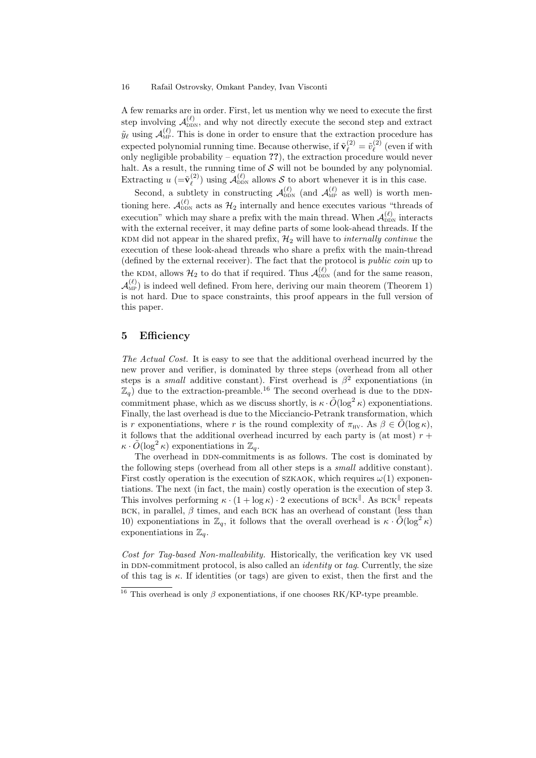A few remarks are in order. First, let us mention why we need to execute the first step involving $\mathcal{A}_{\text{DDN}}^{(\ell)}$, and why not directly execute the second step and extract $\tilde{y}_\ell$ using $\mathcal{A}_{\text{MP}}^{(\ell)}$. This is done in order to ensure that the extraction procedure has expected polynomial running time. Because otherwise, if $\tilde{\mathbf{v}}_\ell^{(2)} = \tilde{v}_\ell^{(2)}$ (even if with only negligible probability – equation **??**), the extraction procedure would never halt. As a result, the running time of $\mathcal{S}$ will not be bounded by any polynomial. Extracting $u$ ($=\tilde{\mathbf{v}}_\ell^{(2)}$) using $\mathcal{A}_{\text{DDN}}^{(\ell)}$ allows $\mathcal{S}$ to abort whenever it is in this case.

Second, a subtlety in constructing $\mathcal{A}_{\text{DDN}}^{(\ell)}$ (and $\mathcal{A}_{\text{MP}}^{(\ell)}$ as well) is worth mentioning here. $\mathcal{A}_{\text{DDN}}^{(\ell)}$ acts as $\mathcal{H}_2$ internally and hence executes various "threads of execution" which may share a prefix with the main thread. When $\mathcal{A}_{\text{DDN}}^{(\ell)}$ interacts with the external receiver, it may define parts of some look-ahead threads. If the KDM did not appear in the shared prefix, $\mathcal{H}_2$ will have to *internally continue* the execution of these look-ahead threads who share a prefix with the main-thread (defined by the external receiver). The fact that the protocol is *public coin* up to the KDM, allows $\mathcal{H}_2$ to do that if required. Thus $\mathcal{A}_{\text{DDN}}^{(\ell)}$ (and for the same reason, $\mathcal{A}_{\text{MP}}^{(\ell)}$) is indeed well defined. From here, deriving our main theorem (Theorem 1) is not hard. Due to space constraints, this proof appears in the full version of this paper.

## 5 Efficiency

*The Actual Cost.* It is easy to see that the additional overhead incurred by the new prover and verifier, is dominated by three steps (overhead from all other steps is a *small* additive constant). First overhead is $\beta^2$ exponentiations (in $\mathbb{Z}_q$) due to the extraction-preamble.[16] The second overhead is due to the DDN-commitment phase, which as we discuss shortly, is $\kappa \cdot \tilde{O}(\log^2 \kappa)$ exponentiations. Finally, the last overhead is due to the Micciancio-Petrank transformation, which is $r$ exponentiations, where $r$ is the round complexity of $\pi_{\text{HV}}$. As $\beta \in \tilde{O}(\log \kappa)$, it follows that the additional overhead incurred by each party is (at most) $r + \kappa \cdot \tilde{O}(\log^2 \kappa)$ exponentiations in $\mathbb{Z}_q$.

The overhead in DDN-commitments is as follows. The cost is dominated by the following steps (overhead from all other steps is a *small* additive constant). First costly operation is the execution of SZKAOK, which requires $\omega(1)$ exponentiations. The next (in fact, the main) costly operation is the execution of step 3. This involves performing $\kappa \cdot (1 + \log \kappa) \cdot 2$ executions of $\text{BCK}^{\|}$. As $\text{BCK}^{\|}$ repeats BCK, in parallel, $\beta$ times, and each BCK has an overhead of constant (less than 10) exponentiations in $\mathbb{Z}_q$, it follows that the overall overhead is $\kappa \cdot \tilde{O}(\log^2 \kappa)$ exponentiations in $\mathbb{Z}_q$.

*Cost for Tag-based Non-malleability.* Historically, the verification key VK used in DDN-commitment protocol, is also called an *identity* or *tag*. Currently, the size of this tag is $\kappa$. If identities (or tags) are given to exist, then the first and the

---

[16] This overhead is only $\beta$ exponentiations, if one chooses RK/KP-type preamble.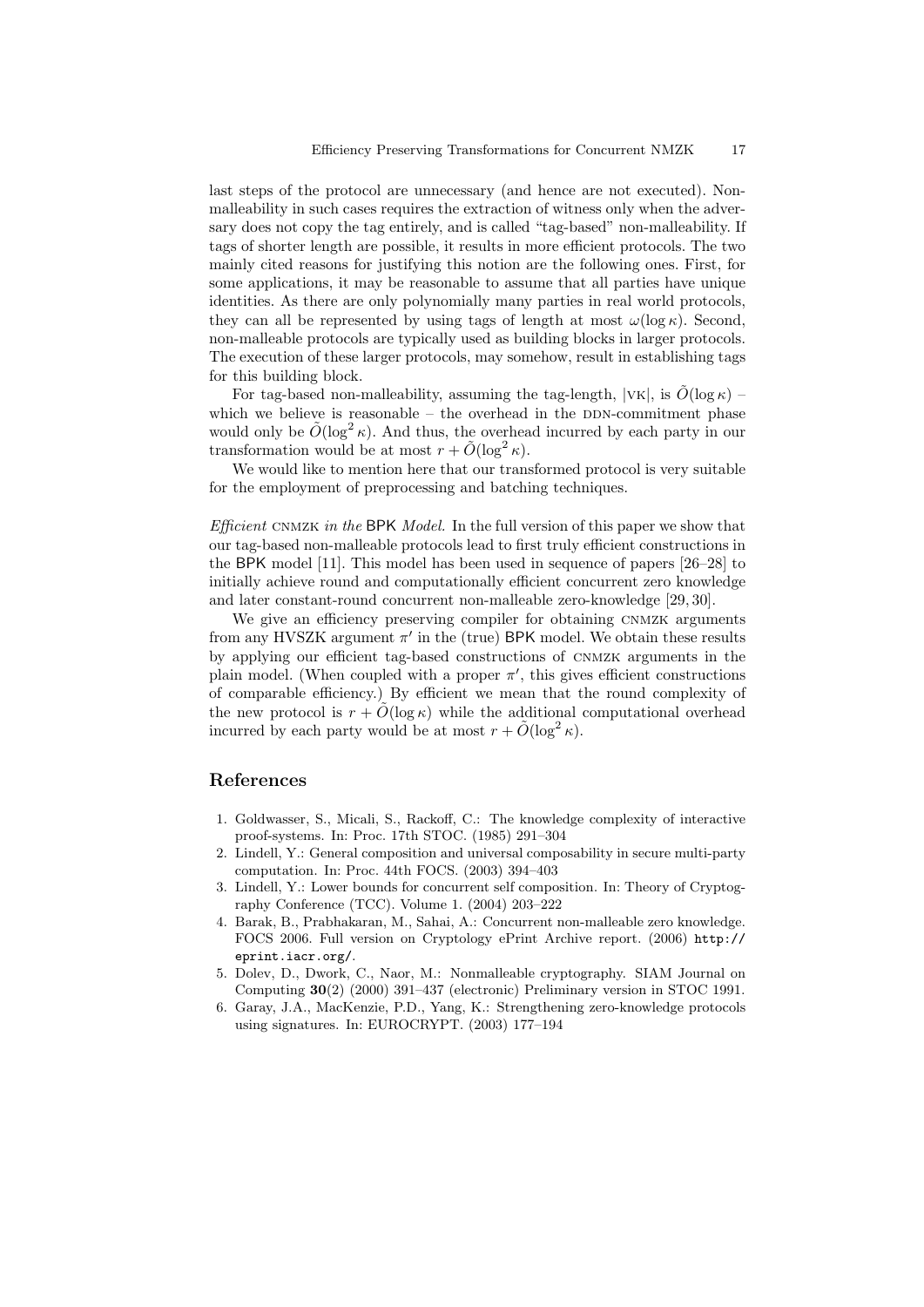last steps of the protocol are unnecessary (and hence are not executed). Non-malleability in such cases requires the extraction of witness only when the adversary does not copy the tag entirely, and is called "tag-based" non-malleability. If tags of shorter length are possible, it results in more efficient protocols. The two mainly cited reasons for justifying this notion are the following ones. First, for some applications, it may be reasonable to assume that all parties have unique identities. As there are only polynomially many parties in real world protocols, they can all be represented by using tags of length at most $\omega(\log \kappa)$. Second, non-malleable protocols are typically used as building blocks in larger protocols. The execution of these larger protocols, may somehow, result in establishing tags for this building block.

For tag-based non-malleability, assuming the tag-length, $|\text{VK}|$, is $\tilde{O}(\log \kappa)$ – which we believe is reasonable – the overhead in the DDN-commitment phase would only be $\tilde{O}(\log^2 \kappa)$. And thus, the overhead incurred by each party in our transformation would be at most $r + \tilde{O}(\log^2 \kappa)$.

We would like to mention here that our transformed protocol is very suitable for the employment of preprocessing and batching techniques.

*Efficient* CNMZK *in the* BPK *Model.* In the full version of this paper we show that our tag-based non-malleable protocols lead to first truly efficient constructions in the BPK model [11]. This model has been used in sequence of papers [26–28] to initially achieve round and computationally efficient concurrent zero knowledge and later constant-round concurrent non-malleable zero-knowledge [29, 30].

We give an efficiency preserving compiler for obtaining CNMZK arguments from any HVSZK argument $\pi'$ in the (true) BPK model. We obtain these results by applying our efficient tag-based constructions of CNMZK arguments in the plain model. (When coupled with a proper $\pi'$, this gives efficient constructions of comparable efficiency.) By efficient we mean that the round complexity of the new protocol is $r + \tilde{O}(\log \kappa)$ while the additional computational overhead incurred by each party would be at most $r + \tilde{O}(\log^2 \kappa)$.

## References

1. Goldwasser, S., Micali, S., Rackoff, C.: The knowledge complexity of interactive proof-systems. In: Proc. 17th STOC. (1985) 291–304
2. Lindell, Y.: General composition and universal composability in secure multi-party computation. In: Proc. 44th FOCS. (2003) 394–403
3. Lindell, Y.: Lower bounds for concurrent self composition. In: Theory of Cryptography Conference (TCC). Volume 1. (2004) 203–222
4. Barak, B., Prabhakaran, M., Sahai, A.: Concurrent non-malleable zero knowledge. FOCS 2006. Full version on Cryptology ePrint Archive report. (2006) http://eprint.iacr.org/.
5. Dolev, D., Dwork, C., Naor, M.: Nonmalleable cryptography. SIAM Journal on Computing **30**(2) (2000) 391–437 (electronic) Preliminary version in STOC 1991.
6. Garay, J.A., MacKenzie, P.D., Yang, K.: Strengthening zero-knowledge protocols using signatures. In: EUROCRYPT. (2003) 177–194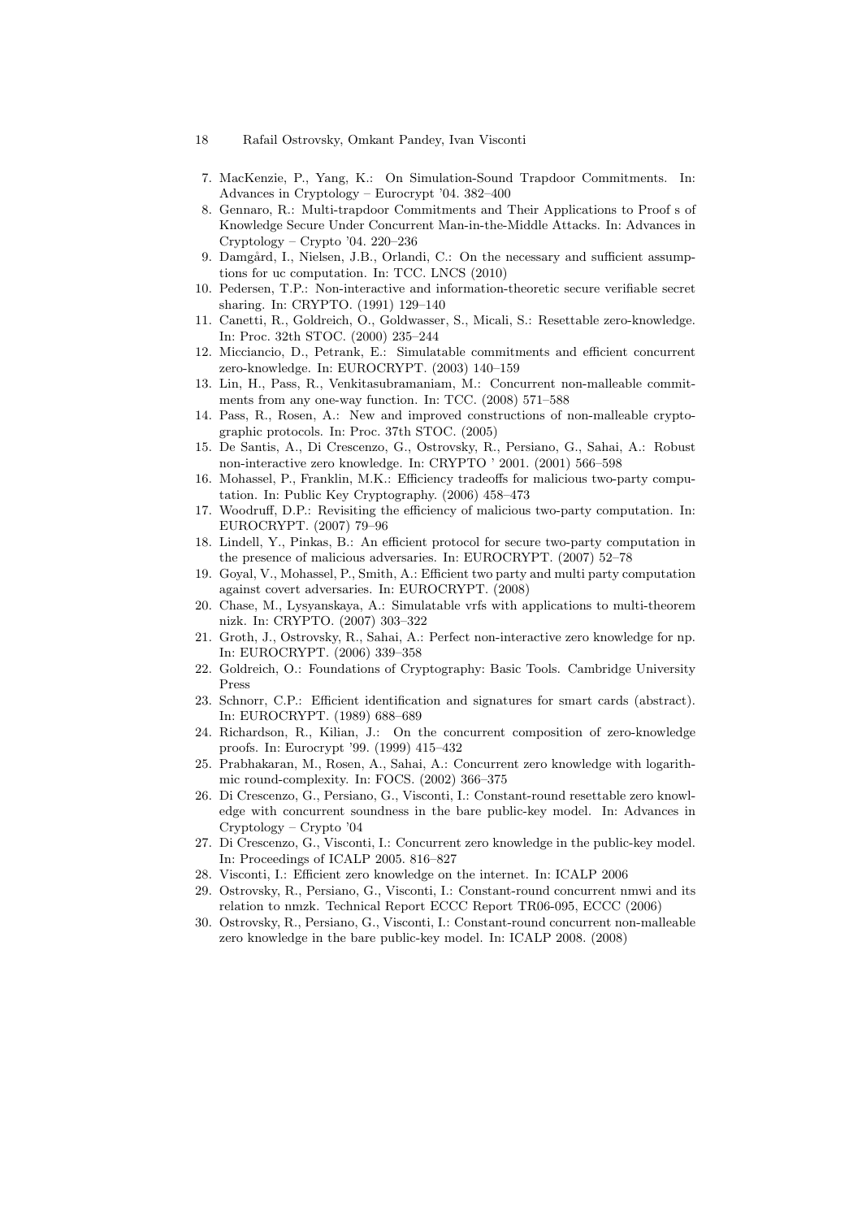7. MacKenzie, P., Yang, K.: On Simulation-Sound Trapdoor Commitments. In: Advances in Cryptology – Eurocrypt '04. 382–400
8. Gennaro, R.: Multi-trapdoor Commitments and Their Applications to Proof s of Knowledge Secure Under Concurrent Man-in-the-Middle Attacks. In: Advances in Cryptology – Crypto '04. 220–236
9. Damgård, I., Nielsen, J.B., Orlandi, C.: On the necessary and sufficient assumptions for uc computation. In: TCC. LNCS (2010)
10. Pedersen, T.P.: Non-interactive and information-theoretic secure verifiable secret sharing. In: CRYPTO. (1991) 129–140
11. Canetti, R., Goldreich, O., Goldwasser, S., Micali, S.: Resettable zero-knowledge. In: Proc. 32th STOC. (2000) 235–244
12. Micciancio, D., Petrank, E.: Simulatable commitments and efficient concurrent zero-knowledge. In: EUROCRYPT. (2003) 140–159
13. Lin, H., Pass, R., Venkitasubramaniam, M.: Concurrent non-malleable commitments from any one-way function. In: TCC. (2008) 571–588
14. Pass, R., Rosen, A.: New and improved constructions of non-malleable cryptographic protocols. In: Proc. 37th STOC. (2005)
15. De Santis, A., Di Crescenzo, G., Ostrovsky, R., Persiano, G., Sahai, A.: Robust non-interactive zero knowledge. In: CRYPTO ' 2001. (2001) 566–598
16. Mohassel, P., Franklin, M.K.: Efficiency tradeoffs for malicious two-party computation. In: Public Key Cryptography. (2006) 458–473
17. Woodruff, D.P.: Revisiting the efficiency of malicious two-party computation. In: EUROCRYPT. (2007) 79–96
18. Lindell, Y., Pinkas, B.: An efficient protocol for secure two-party computation in the presence of malicious adversaries. In: EUROCRYPT. (2007) 52–78
19. Goyal, V., Mohassel, P., Smith, A.: Efficient two party and multi party computation against covert adversaries. In: EUROCRYPT. (2008)
20. Chase, M., Lysyanskaya, A.: Simulatable vrfs with applications to multi-theorem nizk. In: CRYPTO. (2007) 303–322
21. Groth, J., Ostrovsky, R., Sahai, A.: Perfect non-interactive zero knowledge for np. In: EUROCRYPT. (2006) 339–358
22. Goldreich, O.: Foundations of Cryptography: Basic Tools. Cambridge University Press
23. Schnorr, C.P.: Efficient identification and signatures for smart cards (abstract). In: EUROCRYPT. (1989) 688–689
24. Richardson, R., Kilian, J.: On the concurrent composition of zero-knowledge proofs. In: Eurocrypt '99. (1999) 415–432
25. Prabhakaran, M., Rosen, A., Sahai, A.: Concurrent zero knowledge with logarithmic round-complexity. In: FOCS. (2002) 366–375
26. Di Crescenzo, G., Persiano, G., Visconti, I.: Constant-round resettable zero knowledge with concurrent soundness in the bare public-key model. In: Advances in Cryptology – Crypto '04
27. Di Crescenzo, G., Visconti, I.: Concurrent zero knowledge in the public-key model. In: Proceedings of ICALP 2005. 816–827
28. Visconti, I.: Efficient zero knowledge on the internet. In: ICALP 2006
29. Ostrovsky, R., Persiano, G., Visconti, I.: Constant-round concurrent nmwi and its relation to nmzk. Technical Report ECCC Report TR06-095, ECCC (2006)
30. Ostrovsky, R., Persiano, G., Visconti, I.: Constant-round concurrent non-malleable zero knowledge in the bare public-key model. In: ICALP 2008. (2008)